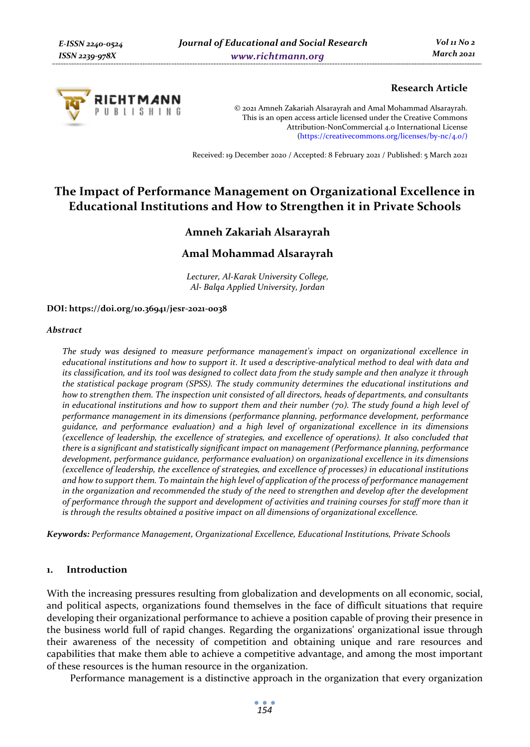**Research Article**

© 2021 Amneh Zakariah Alsarayrah and Amal Mohammad Alsarayrah.
This is an open access article licensed under the Creative Commons Attribution-NonCommercial 4.0 International License (https://creativecommons.org/licenses/by-nc/4.0/)

Received: 19 December 2020 / Accepted: 8 February 2021 / Published: 5 March 2021

# The Impact of Performance Management on Organizational Excellence in Educational Institutions and How to Strengthen it in Private Schools

**Amneh Zakariah Alsarayrah**

**Amal Mohammad Alsarayrah**

*Lecturer, Al-Karak University College,*
*Al- Balqa Applied University, Jordan*

**DOI: https://doi.org/10.36941/jesr-2021-0038**

### *Abstract*

*The study was designed to measure performance management's impact on organizational excellence in educational institutions and how to support it. It used a descriptive-analytical method to deal with data and its classification, and its tool was designed to collect data from the study sample and then analyze it through the statistical package program (SPSS). The study community determines the educational institutions and how to strengthen them. The inspection unit consisted of all directors, heads of departments, and consultants in educational institutions and how to support them and their number (70). The study found a high level of performance management in its dimensions (performance planning, performance development, performance guidance, and performance evaluation) and a high level of organizational excellence in its dimensions (excellence of leadership, the excellence of strategies, and excellence of operations). It also concluded that there is a significant and statistically significant impact on management (Performance planning, performance development, performance guidance, performance evaluation) on organizational excellence in its dimensions (excellence of leadership, the excellence of strategies, and excellence of processes) in educational institutions and how to support them. To maintain the high level of application of the process of performance management in the organization and recommended the study of the need to strengthen and develop after the development of performance through the support and development of activities and training courses for staff more than it is through the results obtained a positive impact on all dimensions of organizational excellence.*

**Keywords:** *Performance Management, Organizational Excellence, Educational Institutions, Private Schools*

## 1. Introduction

With the increasing pressures resulting from globalization and developments on all economic, social, and political aspects, organizations found themselves in the face of difficult situations that require developing their organizational performance to achieve a position capable of proving their presence in the business world full of rapid changes. Regarding the organizations' organizational issue through their awareness of the necessity of competition and obtaining unique and rare resources and capabilities that make them able to achieve a competitive advantage, and among the most important of these resources is the human resource in the organization.

Performance management is a distinctive approach in the organization that every organization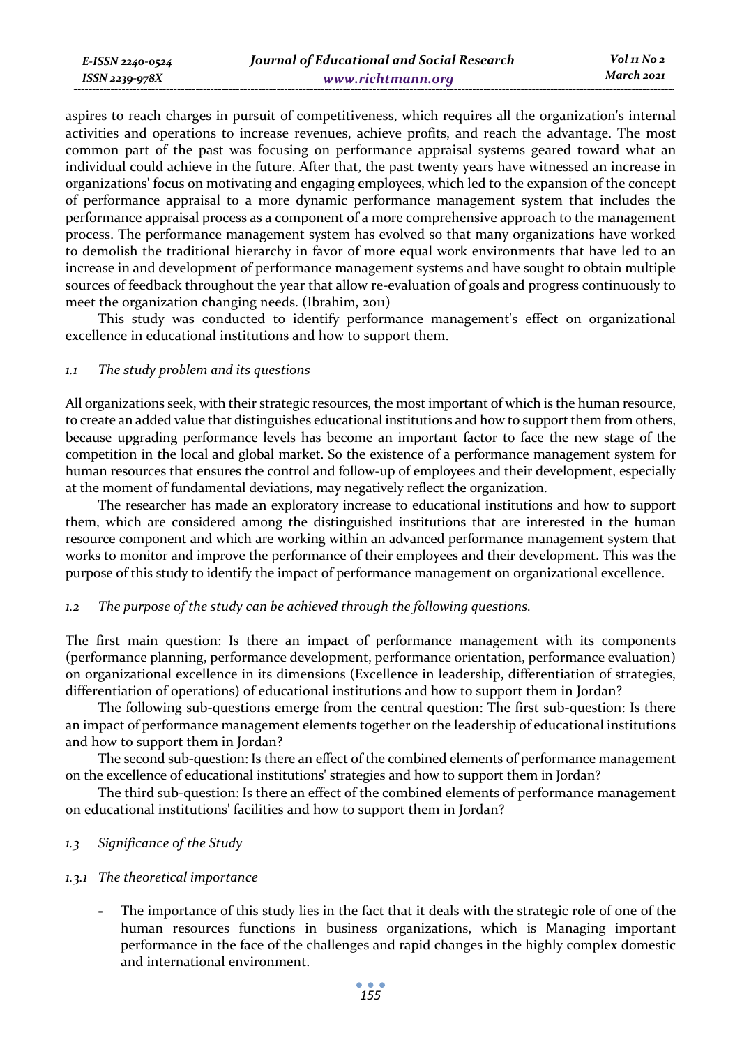aspires to reach charges in pursuit of competitiveness, which requires all the organization's internal activities and operations to increase revenues, achieve profits, and reach the advantage. The most common part of the past was focusing on performance appraisal systems geared toward what an individual could achieve in the future. After that, the past twenty years have witnessed an increase in organizations' focus on motivating and engaging employees, which led to the expansion of the concept of performance appraisal to a more dynamic performance management system that includes the performance appraisal process as a component of a more comprehensive approach to the management process. The performance management system has evolved so that many organizations have worked to demolish the traditional hierarchy in favor of more equal work environments that have led to an increase in and development of performance management systems and have sought to obtain multiple sources of feedback throughout the year that allow re-evaluation of goals and progress continuously to meet the organization changing needs. (Ibrahim, 2011)

This study was conducted to identify performance management's effect on organizational excellence in educational institutions and how to support them.

### *1.1 The study problem and its questions*

All organizations seek, with their strategic resources, the most important of which is the human resource, to create an added value that distinguishes educational institutions and how to support them from others, because upgrading performance levels has become an important factor to face the new stage of the competition in the local and global market. So the existence of a performance management system for human resources that ensures the control and follow-up of employees and their development, especially at the moment of fundamental deviations, may negatively reflect the organization.

The researcher has made an exploratory increase to educational institutions and how to support them, which are considered among the distinguished institutions that are interested in the human resource component and which are working within an advanced performance management system that works to monitor and improve the performance of their employees and their development. This was the purpose of this study to identify the impact of performance management on organizational excellence.

### *1.2 The purpose of the study can be achieved through the following questions.*

The first main question: Is there an impact of performance management with its components (performance planning, performance development, performance orientation, performance evaluation) on organizational excellence in its dimensions (Excellence in leadership, differentiation of strategies, differentiation of operations) of educational institutions and how to support them in Jordan?

The following sub-questions emerge from the central question: The first sub-question: Is there an impact of performance management elements together on the leadership of educational institutions and how to support them in Jordan?

The second sub-question: Is there an effect of the combined elements of performance management on the excellence of educational institutions' strategies and how to support them in Jordan?

The third sub-question: Is there an effect of the combined elements of performance management on educational institutions' facilities and how to support them in Jordan?

### *1.3 Significance of the Study*

#### *1.3.1 The theoretical importance*

- The importance of this study lies in the fact that it deals with the strategic role of one of the human resources functions in business organizations, which is Managing important performance in the face of the challenges and rapid changes in the highly complex domestic and international environment.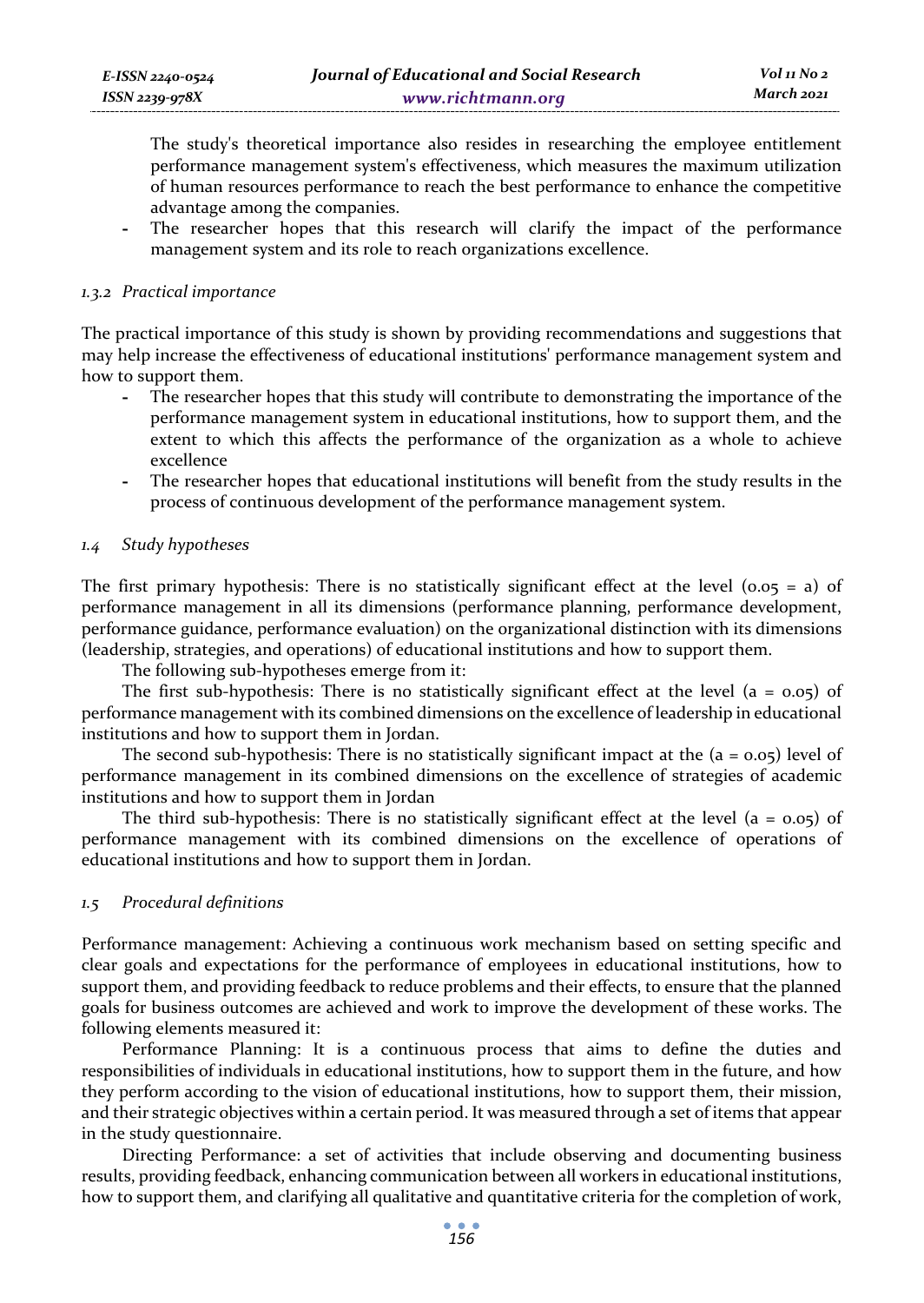The study's theoretical importance also resides in researching the employee entitlement performance management system's effectiveness, which measures the maximum utilization of human resources performance to reach the best performance to enhance the competitive advantage among the companies.

- The researcher hopes that this research will clarify the impact of the performance management system and its role to reach organizations excellence.

#### *1.3.2 Practical importance*

The practical importance of this study is shown by providing recommendations and suggestions that may help increase the effectiveness of educational institutions' performance management system and how to support them.

- The researcher hopes that this study will contribute to demonstrating the importance of the performance management system in educational institutions, how to support them, and the extent to which this affects the performance of the organization as a whole to achieve excellence
- The researcher hopes that educational institutions will benefit from the study results in the process of continuous development of the performance management system.

### *1.4 Study hypotheses*

The first primary hypothesis: There is no statistically significant effect at the level (0.05 = a) of performance management in all its dimensions (performance planning, performance development, performance guidance, performance evaluation) on the organizational distinction with its dimensions (leadership, strategies, and operations) of educational institutions and how to support them.

The following sub-hypotheses emerge from it:

The first sub-hypothesis: There is no statistically significant effect at the level (a = 0.05) of performance management with its combined dimensions on the excellence of leadership in educational institutions and how to support them in Jordan.

The second sub-hypothesis: There is no statistically significant impact at the (a = 0.05) level of performance management in its combined dimensions on the excellence of strategies of academic institutions and how to support them in Jordan

The third sub-hypothesis: There is no statistically significant effect at the level (a = 0.05) of performance management with its combined dimensions on the excellence of operations of educational institutions and how to support them in Jordan.

### *1.5 Procedural definitions*

Performance management: Achieving a continuous work mechanism based on setting specific and clear goals and expectations for the performance of employees in educational institutions, how to support them, and providing feedback to reduce problems and their effects, to ensure that the planned goals for business outcomes are achieved and work to improve the development of these works. The following elements measured it:

Performance Planning: It is a continuous process that aims to define the duties and responsibilities of individuals in educational institutions, how to support them in the future, and how they perform according to the vision of educational institutions, how to support them, their mission, and their strategic objectives within a certain period. It was measured through a set of items that appear in the study questionnaire.

Directing Performance: a set of activities that include observing and documenting business results, providing feedback, enhancing communication between all workers in educational institutions, how to support them, and clarifying all qualitative and quantitative criteria for the completion of work,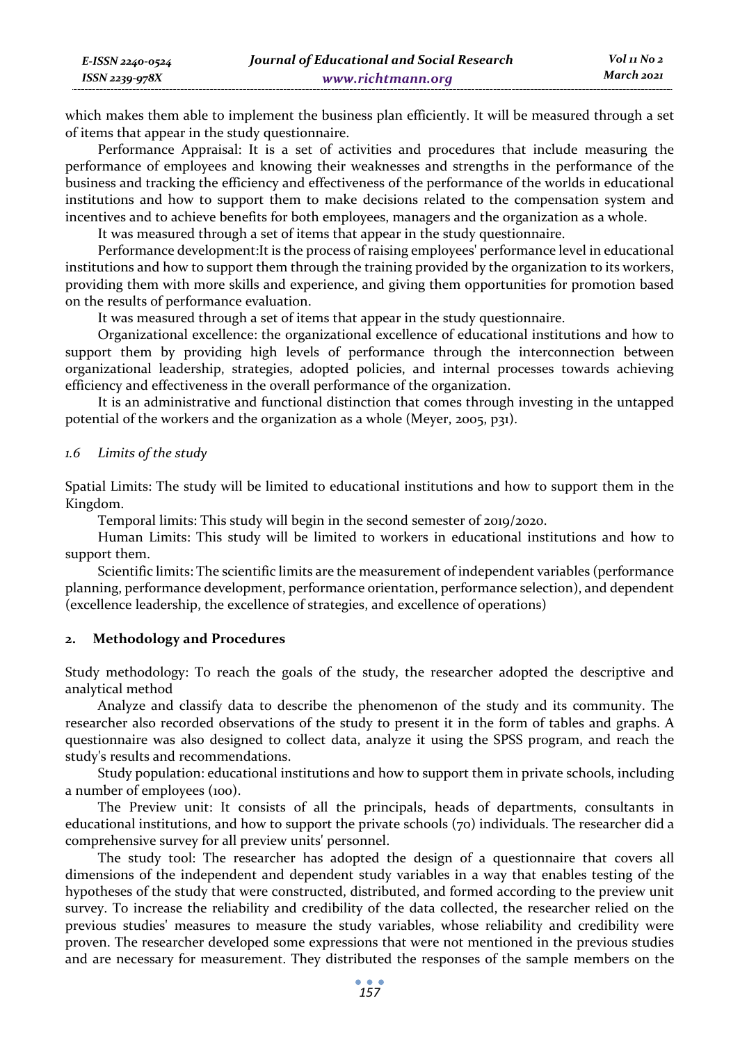which makes them able to implement the business plan efficiently. It will be measured through a set of items that appear in the study questionnaire.

Performance Appraisal: It is a set of activities and procedures that include measuring the performance of employees and knowing their weaknesses and strengths in the performance of the business and tracking the efficiency and effectiveness of the performance of the worlds in educational institutions and how to support them to make decisions related to the compensation system and incentives and to achieve benefits for both employees, managers and the organization as a whole.

It was measured through a set of items that appear in the study questionnaire.

Performance development:It is the process of raising employees' performance level in educational institutions and how to support them through the training provided by the organization to its workers, providing them with more skills and experience, and giving them opportunities for promotion based on the results of performance evaluation.

It was measured through a set of items that appear in the study questionnaire.

Organizational excellence: the organizational excellence of educational institutions and how to support them by providing high levels of performance through the interconnection between organizational leadership, strategies, adopted policies, and internal processes towards achieving efficiency and effectiveness in the overall performance of the organization.

It is an administrative and functional distinction that comes through investing in the untapped potential of the workers and the organization as a whole (Meyer, 2005, p31).

### *1.6 Limits of the study*

Spatial Limits: The study will be limited to educational institutions and how to support them in the Kingdom.

Temporal limits: This study will begin in the second semester of 2019/2020.

Human Limits: This study will be limited to workers in educational institutions and how to support them.

Scientific limits: The scientific limits are the measurement of independent variables (performance planning, performance development, performance orientation, performance selection), and dependent (excellence leadership, the excellence of strategies, and excellence of operations)

## 2. Methodology and Procedures

Study methodology: To reach the goals of the study, the researcher adopted the descriptive and analytical method

Analyze and classify data to describe the phenomenon of the study and its community. The researcher also recorded observations of the study to present it in the form of tables and graphs. A questionnaire was also designed to collect data, analyze it using the SPSS program, and reach the study's results and recommendations.

Study population: educational institutions and how to support them in private schools, including a number of employees (100).

The Preview unit: It consists of all the principals, heads of departments, consultants in educational institutions, and how to support the private schools (70) individuals. The researcher did a comprehensive survey for all preview units' personnel.

The study tool: The researcher has adopted the design of a questionnaire that covers all dimensions of the independent and dependent study variables in a way that enables testing of the hypotheses of the study that were constructed, distributed, and formed according to the preview unit survey. To increase the reliability and credibility of the data collected, the researcher relied on the previous studies' measures to measure the study variables, whose reliability and credibility were proven. The researcher developed some expressions that were not mentioned in the previous studies and are necessary for measurement. They distributed the responses of the sample members on the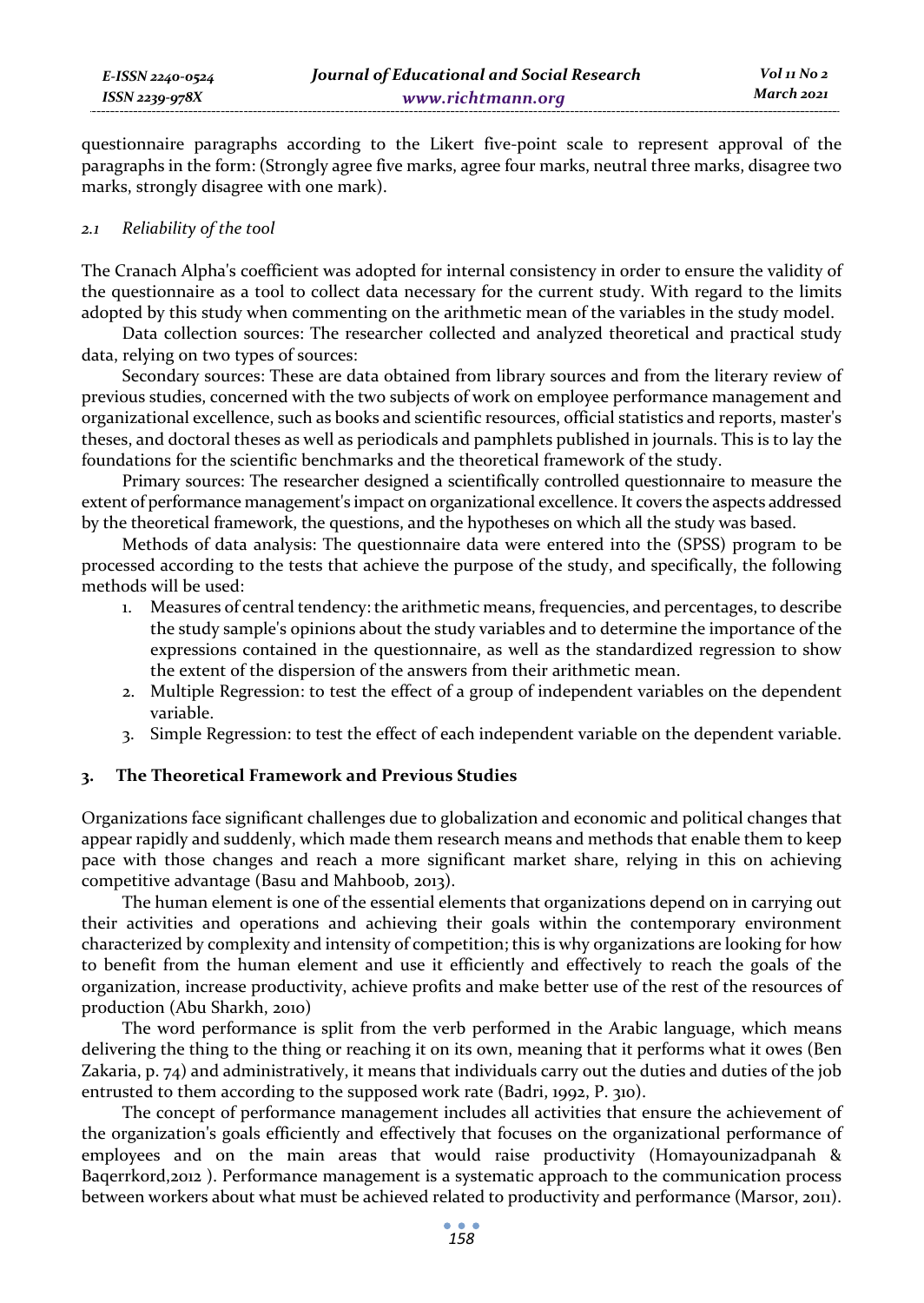questionnaire paragraphs according to the Likert five-point scale to represent approval of the paragraphs in the form: (Strongly agree five marks, agree four marks, neutral three marks, disagree two marks, strongly disagree with one mark).

### *2.1 Reliability of the tool*

The Cranach Alpha's coefficient was adopted for internal consistency in order to ensure the validity of the questionnaire as a tool to collect data necessary for the current study. With regard to the limits adopted by this study when commenting on the arithmetic mean of the variables in the study model.

Data collection sources: The researcher collected and analyzed theoretical and practical study data, relying on two types of sources:

Secondary sources: These are data obtained from library sources and from the literary review of previous studies, concerned with the two subjects of work on employee performance management and organizational excellence, such as books and scientific resources, official statistics and reports, master's theses, and doctoral theses as well as periodicals and pamphlets published in journals. This is to lay the foundations for the scientific benchmarks and the theoretical framework of the study.

Primary sources: The researcher designed a scientifically controlled questionnaire to measure the extent of performance management's impact on organizational excellence. It covers the aspects addressed by the theoretical framework, the questions, and the hypotheses on which all the study was based.

Methods of data analysis: The questionnaire data were entered into the (SPSS) program to be processed according to the tests that achieve the purpose of the study, and specifically, the following methods will be used:

1. Measures of central tendency: the arithmetic means, frequencies, and percentages, to describe the study sample's opinions about the study variables and to determine the importance of the expressions contained in the questionnaire, as well as the standardized regression to show the extent of the dispersion of the answers from their arithmetic mean.
2. Multiple Regression: to test the effect of a group of independent variables on the dependent variable.
3. Simple Regression: to test the effect of each independent variable on the dependent variable.

## 3. The Theoretical Framework and Previous Studies

Organizations face significant challenges due to globalization and economic and political changes that appear rapidly and suddenly, which made them research means and methods that enable them to keep pace with those changes and reach a more significant market share, relying in this on achieving competitive advantage (Basu and Mahboob, 2013).

The human element is one of the essential elements that organizations depend on in carrying out their activities and operations and achieving their goals within the contemporary environment characterized by complexity and intensity of competition; this is why organizations are looking for how to benefit from the human element and use it efficiently and effectively to reach the goals of the organization, increase productivity, achieve profits and make better use of the rest of the resources of production (Abu Sharkh, 2010)

The word performance is split from the verb performed in the Arabic language, which means delivering the thing to the thing or reaching it on its own, meaning that it performs what it owes (Ben Zakaria, p. 74) and administratively, it means that individuals carry out the duties and duties of the job entrusted to them according to the supposed work rate (Badri, 1992, P. 310).

The concept of performance management includes all activities that ensure the achievement of the organization's goals efficiently and effectively that focuses on the organizational performance of employees and on the main areas that would raise productivity (Homayounizadpanah & Baqerrkord,2012 ). Performance management is a systematic approach to the communication process between workers about what must be achieved related to productivity and performance (Marsor, 2011).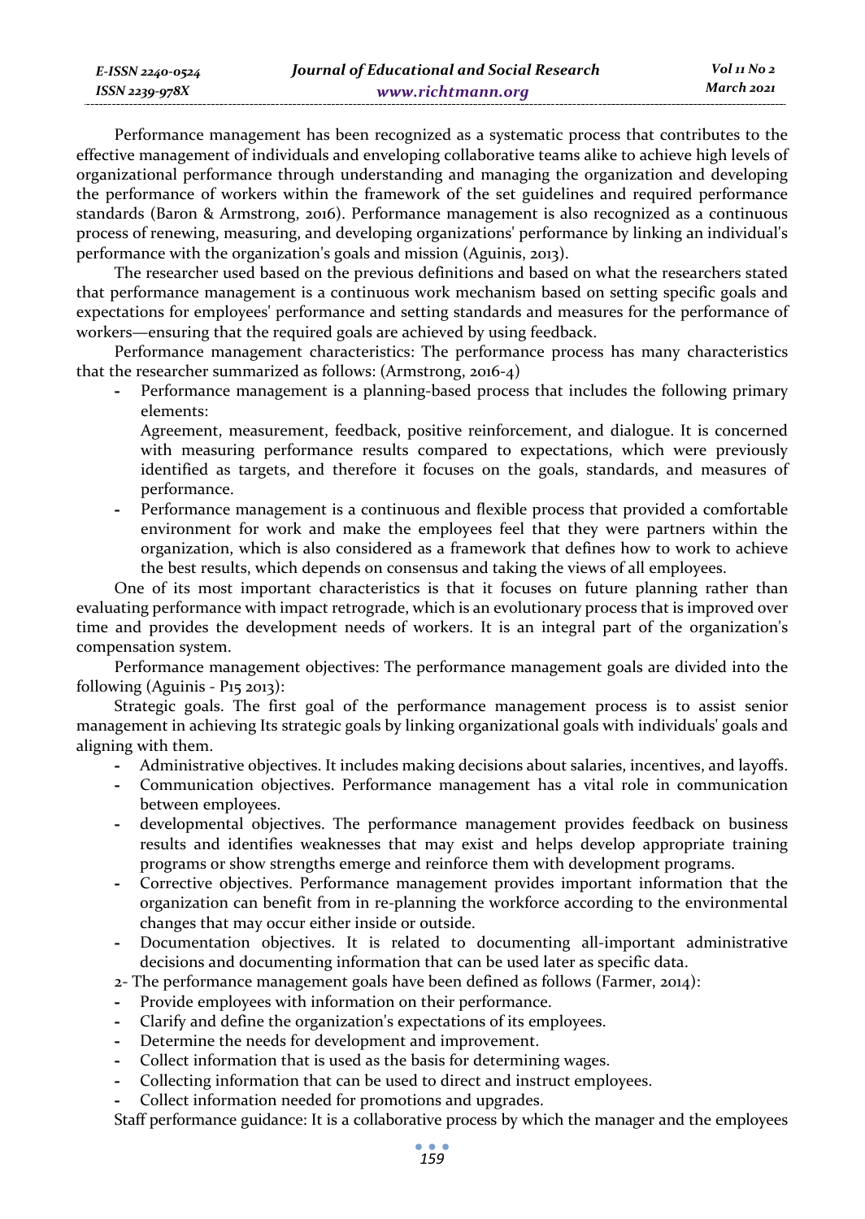Performance management has been recognized as a systematic process that contributes to the effective management of individuals and enveloping collaborative teams alike to achieve high levels of organizational performance through understanding and managing the organization and developing the performance of workers within the framework of the set guidelines and required performance standards (Baron & Armstrong, 2016). Performance management is also recognized as a continuous process of renewing, measuring, and developing organizations' performance by linking an individual's performance with the organization's goals and mission (Aguinis, 2013).

The researcher used based on the previous definitions and based on what the researchers stated that performance management is a continuous work mechanism based on setting specific goals and expectations for employees' performance and setting standards and measures for the performance of workers—ensuring that the required goals are achieved by using feedback.

Performance management characteristics: The performance process has many characteristics that the researcher summarized as follows: (Armstrong, 2016-4)

- Performance management is a planning-based process that includes the following primary elements:

  Agreement, measurement, feedback, positive reinforcement, and dialogue. It is concerned with measuring performance results compared to expectations, which were previously identified as targets, and therefore it focuses on the goals, standards, and measures of performance.
- Performance management is a continuous and flexible process that provided a comfortable environment for work and make the employees feel that they were partners within the organization, which is also considered as a framework that defines how to work to achieve the best results, which depends on consensus and taking the views of all employees.

One of its most important characteristics is that it focuses on future planning rather than evaluating performance with impact retrograde, which is an evolutionary process that is improved over time and provides the development needs of workers. It is an integral part of the organization's compensation system.

Performance management objectives: The performance management goals are divided into the following (Aguinis - P15 2013):

Strategic goals. The first goal of the performance management process is to assist senior management in achieving Its strategic goals by linking organizational goals with individuals' goals and aligning with them.

- Administrative objectives. It includes making decisions about salaries, incentives, and layoffs.
- Communication objectives. Performance management has a vital role in communication between employees.
- developmental objectives. The performance management provides feedback on business results and identifies weaknesses that may exist and helps develop appropriate training programs or show strengths emerge and reinforce them with development programs.
- Corrective objectives. Performance management provides important information that the organization can benefit from in re-planning the workforce according to the environmental changes that may occur either inside or outside.
- Documentation objectives. It is related to documenting all-important administrative decisions and documenting information that can be used later as specific data.

2- The performance management goals have been defined as follows (Farmer, 2014):

- Provide employees with information on their performance.
- Clarify and define the organization's expectations of its employees.
- Determine the needs for development and improvement.
- Collect information that is used as the basis for determining wages.
- Collecting information that can be used to direct and instruct employees.
- Collect information needed for promotions and upgrades.

Staff performance guidance: It is a collaborative process by which the manager and the employees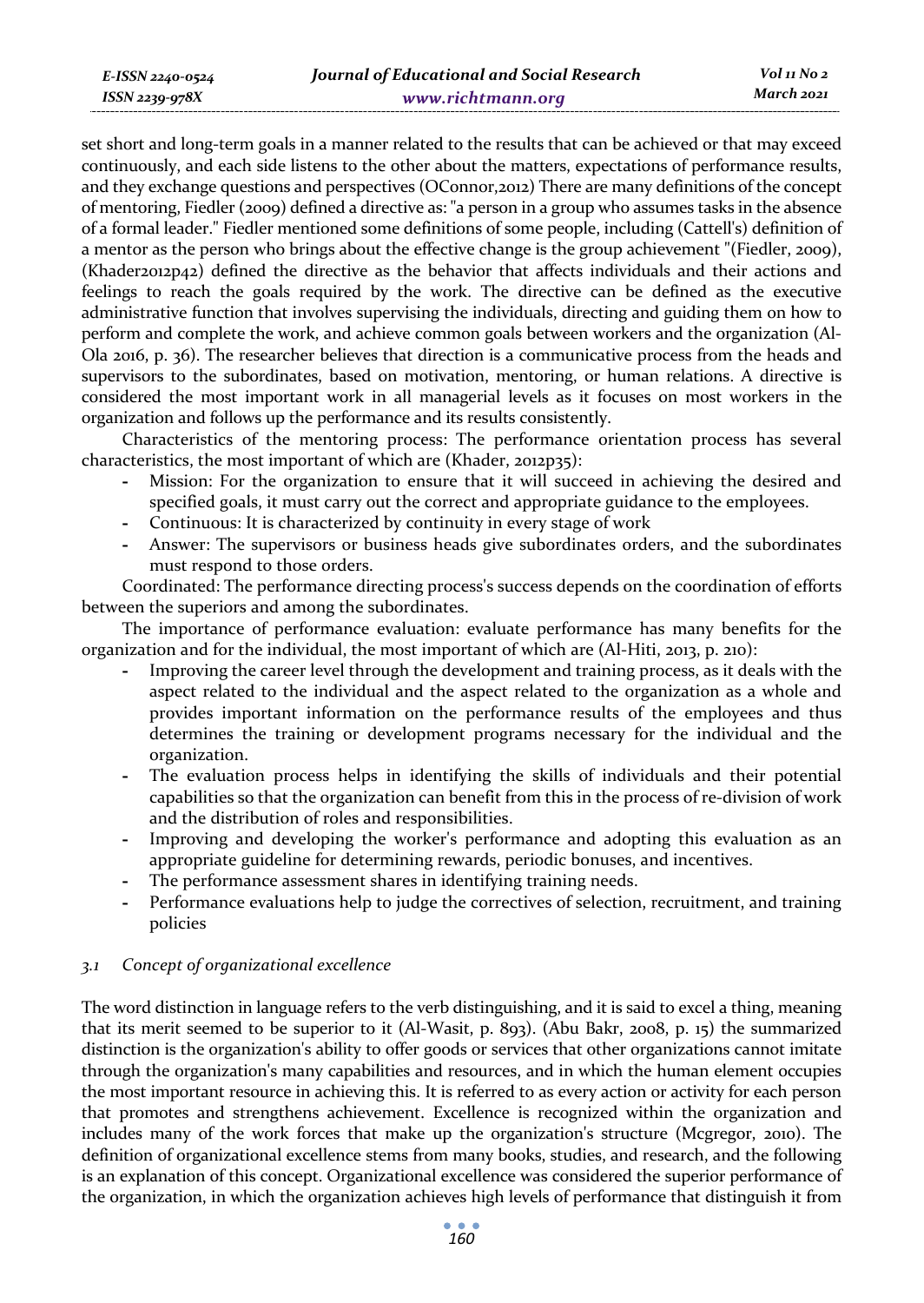set short and long-term goals in a manner related to the results that can be achieved or that may exceed continuously, and each side listens to the other about the matters, expectations of performance results, and they exchange questions and perspectives (OConnor,2012) There are many definitions of the concept of mentoring, Fiedler (2009) defined a directive as: "a person in a group who assumes tasks in the absence of a formal leader." Fiedler mentioned some definitions of some people, including (Cattell's) definition of a mentor as the person who brings about the effective change is the group achievement "(Fiedler, 2009), (Khader2012p42) defined the directive as the behavior that affects individuals and their actions and feelings to reach the goals required by the work. The directive can be defined as the executive administrative function that involves supervising the individuals, directing and guiding them on how to perform and complete the work, and achieve common goals between workers and the organization (Al-Ola 2016, p. 36). The researcher believes that direction is a communicative process from the heads and supervisors to the subordinates, based on motivation, mentoring, or human relations. A directive is considered the most important work in all managerial levels as it focuses on most workers in the organization and follows up the performance and its results consistently.

Characteristics of the mentoring process: The performance orientation process has several characteristics, the most important of which are (Khader, 2012p35):

- Mission: For the organization to ensure that it will succeed in achieving the desired and specified goals, it must carry out the correct and appropriate guidance to the employees.
- Continuous: It is characterized by continuity in every stage of work
- Answer: The supervisors or business heads give subordinates orders, and the subordinates must respond to those orders.

Coordinated: The performance directing process's success depends on the coordination of efforts between the superiors and among the subordinates.

The importance of performance evaluation: evaluate performance has many benefits for the organization and for the individual, the most important of which are (Al-Hiti, 2013, p. 210):

- Improving the career level through the development and training process, as it deals with the aspect related to the individual and the aspect related to the organization as a whole and provides important information on the performance results of the employees and thus determines the training or development programs necessary for the individual and the organization.
- The evaluation process helps in identifying the skills of individuals and their potential capabilities so that the organization can benefit from this in the process of re-division of work and the distribution of roles and responsibilities.
- Improving and developing the worker's performance and adopting this evaluation as an appropriate guideline for determining rewards, periodic bonuses, and incentives.
- The performance assessment shares in identifying training needs.
- Performance evaluations help to judge the correctives of selection, recruitment, and training policies

### *3.1 Concept of organizational excellence*

The word distinction in language refers to the verb distinguishing, and it is said to excel a thing, meaning that its merit seemed to be superior to it (Al-Wasit, p. 893). (Abu Bakr, 2008, p. 15) the summarized distinction is the organization's ability to offer goods or services that other organizations cannot imitate through the organization's many capabilities and resources, and in which the human element occupies the most important resource in achieving this. It is referred to as every action or activity for each person that promotes and strengthens achievement. Excellence is recognized within the organization and includes many of the work forces that make up the organization's structure (Mcgregor, 2010). The definition of organizational excellence stems from many books, studies, and research, and the following is an explanation of this concept. Organizational excellence was considered the superior performance of the organization, in which the organization achieves high levels of performance that distinguish it from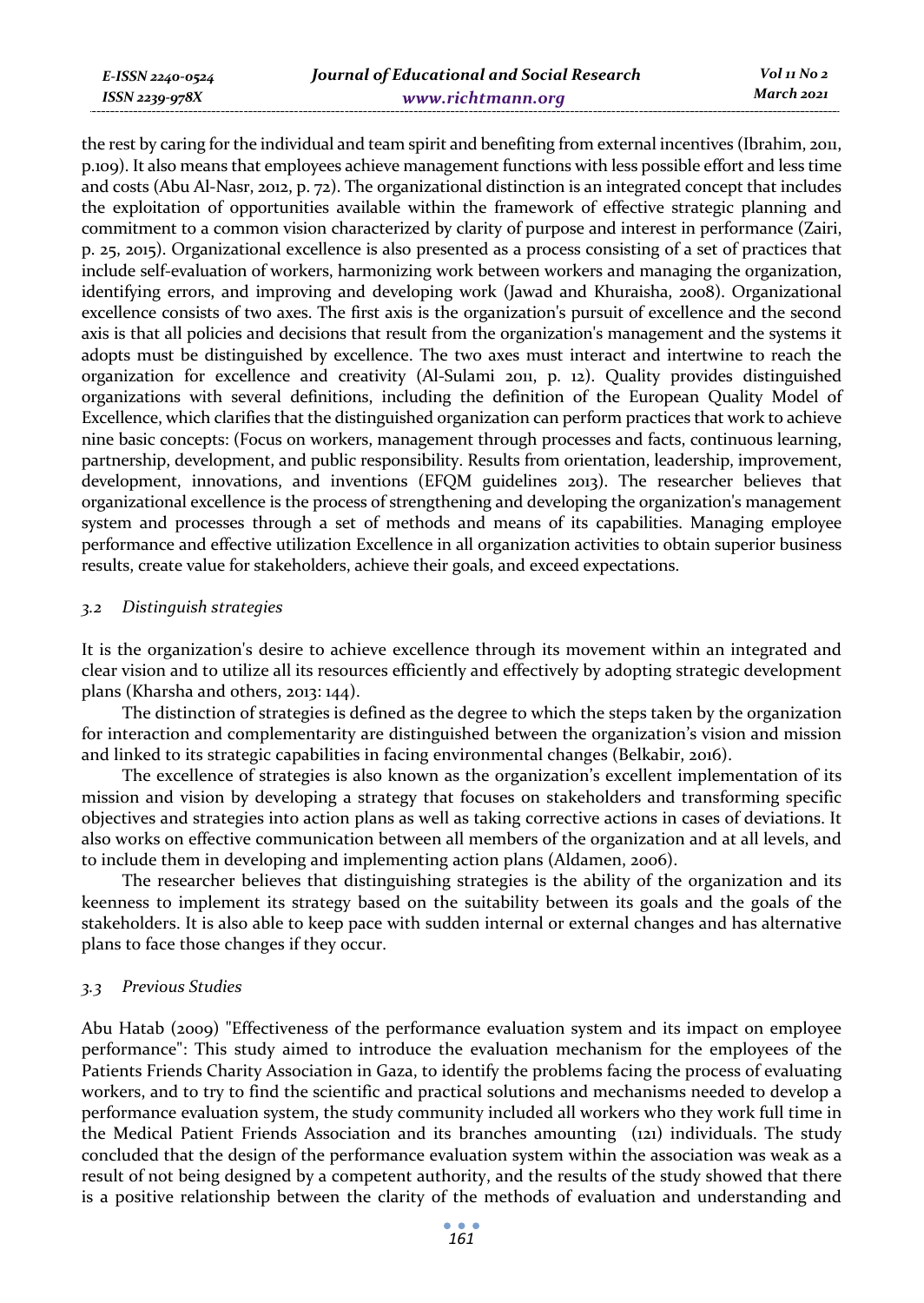the rest by caring for the individual and team spirit and benefiting from external incentives (Ibrahim, 2011, p.109). It also means that employees achieve management functions with less possible effort and less time and costs (Abu Al-Nasr, 2012, p. 72). The organizational distinction is an integrated concept that includes the exploitation of opportunities available within the framework of effective strategic planning and commitment to a common vision characterized by clarity of purpose and interest in performance (Zairi, p. 25, 2015). Organizational excellence is also presented as a process consisting of a set of practices that include self-evaluation of workers, harmonizing work between workers and managing the organization, identifying errors, and improving and developing work (Jawad and Khuraisha, 2008). Organizational excellence consists of two axes. The first axis is the organization's pursuit of excellence and the second axis is that all policies and decisions that result from the organization's management and the systems it adopts must be distinguished by excellence. The two axes must interact and intertwine to reach the organization for excellence and creativity (Al-Sulami 2011, p. 12). Quality provides distinguished organizations with several definitions, including the definition of the European Quality Model of Excellence, which clarifies that the distinguished organization can perform practices that work to achieve nine basic concepts: (Focus on workers, management through processes and facts, continuous learning, partnership, development, and public responsibility. Results from orientation, leadership, improvement, development, innovations, and inventions (EFQM guidelines 2013). The researcher believes that organizational excellence is the process of strengthening and developing the organization's management system and processes through a set of methods and means of its capabilities. Managing employee performance and effective utilization Excellence in all organization activities to obtain superior business results, create value for stakeholders, achieve their goals, and exceed expectations.

### *3.2 Distinguish strategies*

It is the organization's desire to achieve excellence through its movement within an integrated and clear vision and to utilize all its resources efficiently and effectively by adopting strategic development plans (Kharsha and others, 2013: 144).

The distinction of strategies is defined as the degree to which the steps taken by the organization for interaction and complementarity are distinguished between the organization's vision and mission and linked to its strategic capabilities in facing environmental changes (Belkabir, 2016).

The excellence of strategies is also known as the organization's excellent implementation of its mission and vision by developing a strategy that focuses on stakeholders and transforming specific objectives and strategies into action plans as well as taking corrective actions in cases of deviations. It also works on effective communication between all members of the organization and at all levels, and to include them in developing and implementing action plans (Aldamen, 2006).

The researcher believes that distinguishing strategies is the ability of the organization and its keenness to implement its strategy based on the suitability between its goals and the goals of the stakeholders. It is also able to keep pace with sudden internal or external changes and has alternative plans to face those changes if they occur.

### *3.3 Previous Studies*

Abu Hatab (2009) "Effectiveness of the performance evaluation system and its impact on employee performance": This study aimed to introduce the evaluation mechanism for the employees of the Patients Friends Charity Association in Gaza, to identify the problems facing the process of evaluating workers, and to try to find the scientific and practical solutions and mechanisms needed to develop a performance evaluation system, the study community included all workers who they work full time in the Medical Patient Friends Association and its branches amounting (121) individuals. The study concluded that the design of the performance evaluation system within the association was weak as a result of not being designed by a competent authority, and the results of the study showed that there is a positive relationship between the clarity of the methods of evaluation and understanding and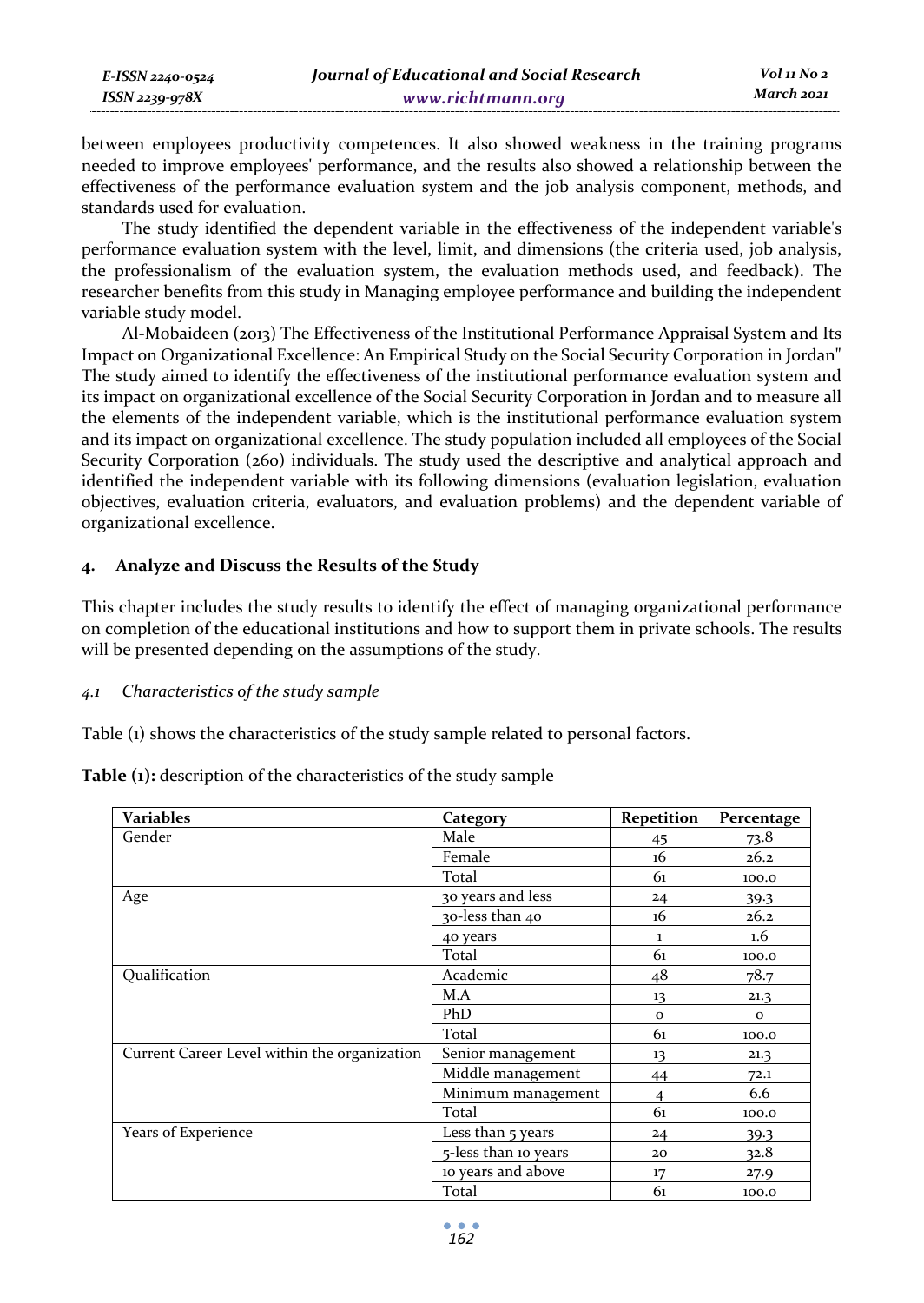between employees productivity competences. It also showed weakness in the training programs needed to improve employees' performance, and the results also showed a relationship between the effectiveness of the performance evaluation system and the job analysis component, methods, and standards used for evaluation.

The study identified the dependent variable in the effectiveness of the independent variable's performance evaluation system with the level, limit, and dimensions (the criteria used, job analysis, the professionalism of the evaluation system, the evaluation methods used, and feedback). The researcher benefits from this study in Managing employee performance and building the independent variable study model.

Al-Mobaideen (2013) The Effectiveness of the Institutional Performance Appraisal System and Its Impact on Organizational Excellence: An Empirical Study on the Social Security Corporation in Jordan" The study aimed to identify the effectiveness of the institutional performance evaluation system and its impact on organizational excellence of the Social Security Corporation in Jordan and to measure all the elements of the independent variable, which is the institutional performance evaluation system and its impact on organizational excellence. The study population included all employees of the Social Security Corporation (260) individuals. The study used the descriptive and analytical approach and identified the independent variable with its following dimensions (evaluation legislation, evaluation objectives, evaluation criteria, evaluators, and evaluation problems) and the dependent variable of organizational excellence.

## 4. Analyze and Discuss the Results of the Study

This chapter includes the study results to identify the effect of managing organizational performance on completion of the educational institutions and how to support them in private schools. The results will be presented depending on the assumptions of the study.

### *4.1 Characteristics of the study sample*

Table (1) shows the characteristics of the study sample related to personal factors.

**Table (1):** description of the characteristics of the study sample

| Variables | Category | Repetition | Percentage |
|---|---|---|---|
| Gender | Male | 45 | 73.8 |
| | Female | 16 | 26.2 |
| | Total | 61 | 100.0 |
| Age | 30 years and less | 24 | 39.3 |
| | 30-less than 40 | 16 | 26.2 |
| | 40 years | 1 | 1.6 |
| | Total | 61 | 100.0 |
| Qualification | Academic | 48 | 78.7 |
| | M.A | 13 | 21.3 |
| | PhD | 0 | 0 |
| | Total | 61 | 100.0 |
| Current Career Level within the organization | Senior management | 13 | 21.3 |
| | Middle management | 44 | 72.1 |
| | Minimum management | 4 | 6.6 |
| | Total | 61 | 100.0 |
| Years of Experience | Less than 5 years | 24 | 39.3 |
| | 5-less than 10 years | 20 | 32.8 |
| | 10 years and above | 17 | 27.9 |
| | Total | 61 | 100.0 |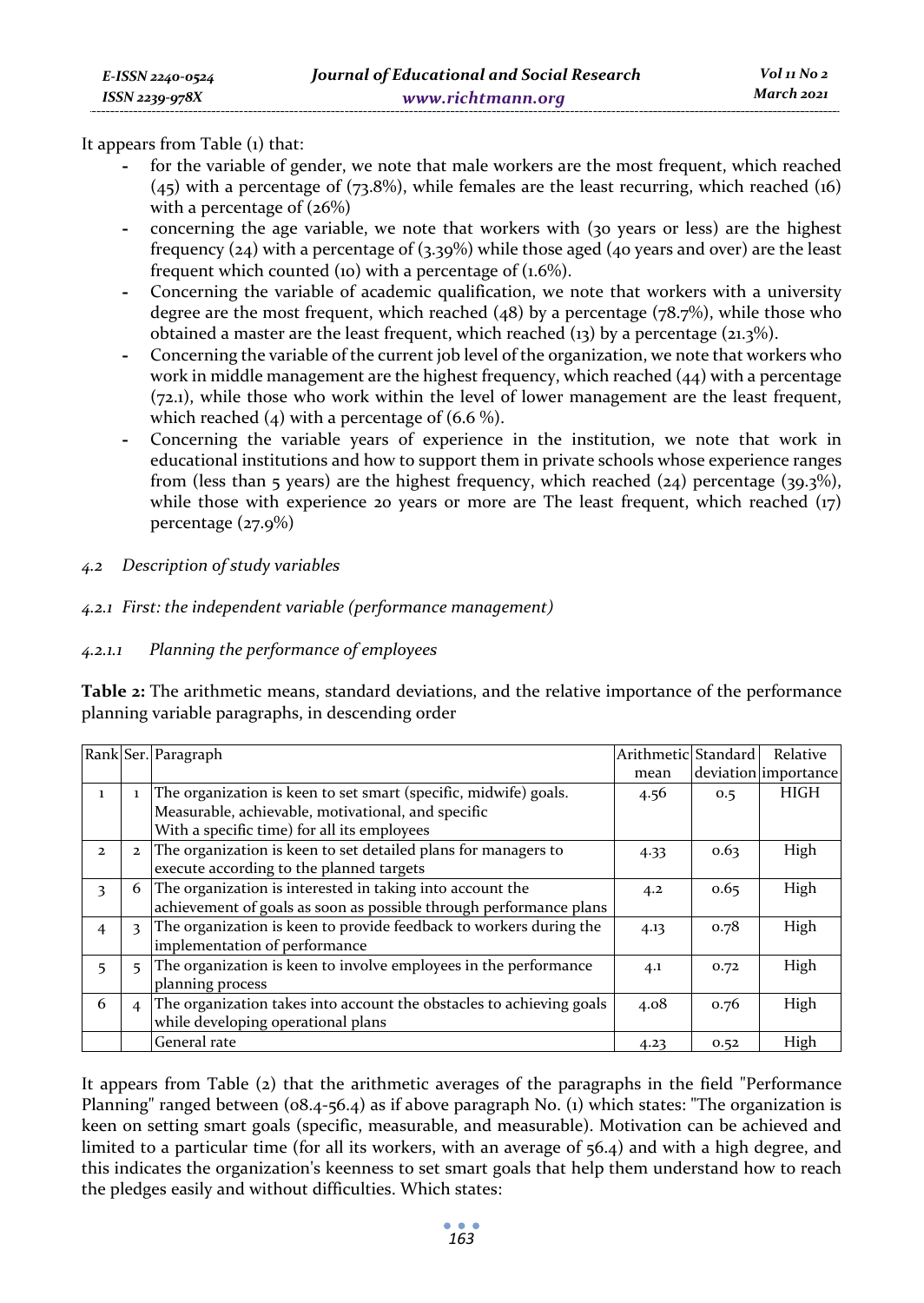It appears from Table (1) that:

- for the variable of gender, we note that male workers are the most frequent, which reached (45) with a percentage of (73.8%), while females are the least recurring, which reached (16) with a percentage of (26%)
- concerning the age variable, we note that workers with (30 years or less) are the highest frequency (24) with a percentage of (3.39%) while those aged (40 years and over) are the least frequent which counted (10) with a percentage of (1.6%).
- Concerning the variable of academic qualification, we note that workers with a university degree are the most frequent, which reached (48) by a percentage (78.7%), while those who obtained a master are the least frequent, which reached (13) by a percentage (21.3%).
- Concerning the variable of the current job level of the organization, we note that workers who work in middle management are the highest frequency, which reached (44) with a percentage (72.1), while those who work within the level of lower management are the least frequent, which reached (4) with a percentage of (6.6 %).
- Concerning the variable years of experience in the institution, we note that work in educational institutions and how to support them in private schools whose experience ranges from (less than 5 years) are the highest frequency, which reached (24) percentage (39.3%), while those with experience 20 years or more are The least frequent, which reached (17) percentage (27.9%)

## *4.2 Description of study variables*

### *4.2.1 First: the independent variable (performance management)*

#### *4.2.1.1 Planning the performance of employees*

**Table 2:** The arithmetic means, standard deviations, and the relative importance of the performance planning variable paragraphs, in descending order

| Rank | Ser. | Paragraph | Arithmetic mean | Standard deviation | Relative importance |
|---|---|---|---|---|---|
| 1 | 1 | The organization is keen to set smart (specific, midwife) goals. Measurable, achievable, motivational, and specific With a specific time) for all its employees | 4.56 | 0.5 | HIGH |
| 2 | 2 | The organization is keen to set detailed plans for managers to execute according to the planned targets | 4.33 | 0.63 | High |
| 3 | 6 | The organization is interested in taking into account the achievement of goals as soon as possible through performance plans | 4.2 | 0.65 | High |
| 4 | 3 | The organization is keen to provide feedback to workers during the implementation of performance | 4.13 | 0.78 | High |
| 5 | 5 | The organization is keen to involve employees in the performance planning process | 4.1 | 0.72 | High |
| 6 | 4 | The organization takes into account the obstacles to achieving goals while developing operational plans | 4.08 | 0.76 | High |
| | | General rate | 4.23 | 0.52 | High |

It appears from Table (2) that the arithmetic averages of the paragraphs in the field "Performance Planning" ranged between (08.4-56.4) as if above paragraph No. (1) which states: "The organization is keen on setting smart goals (specific, measurable, and measurable). Motivation can be achieved and limited to a particular time (for all its workers, with an average of 56.4) and with a high degree, and this indicates the organization's keenness to set smart goals that help them understand how to reach the pledges easily and without difficulties. Which states: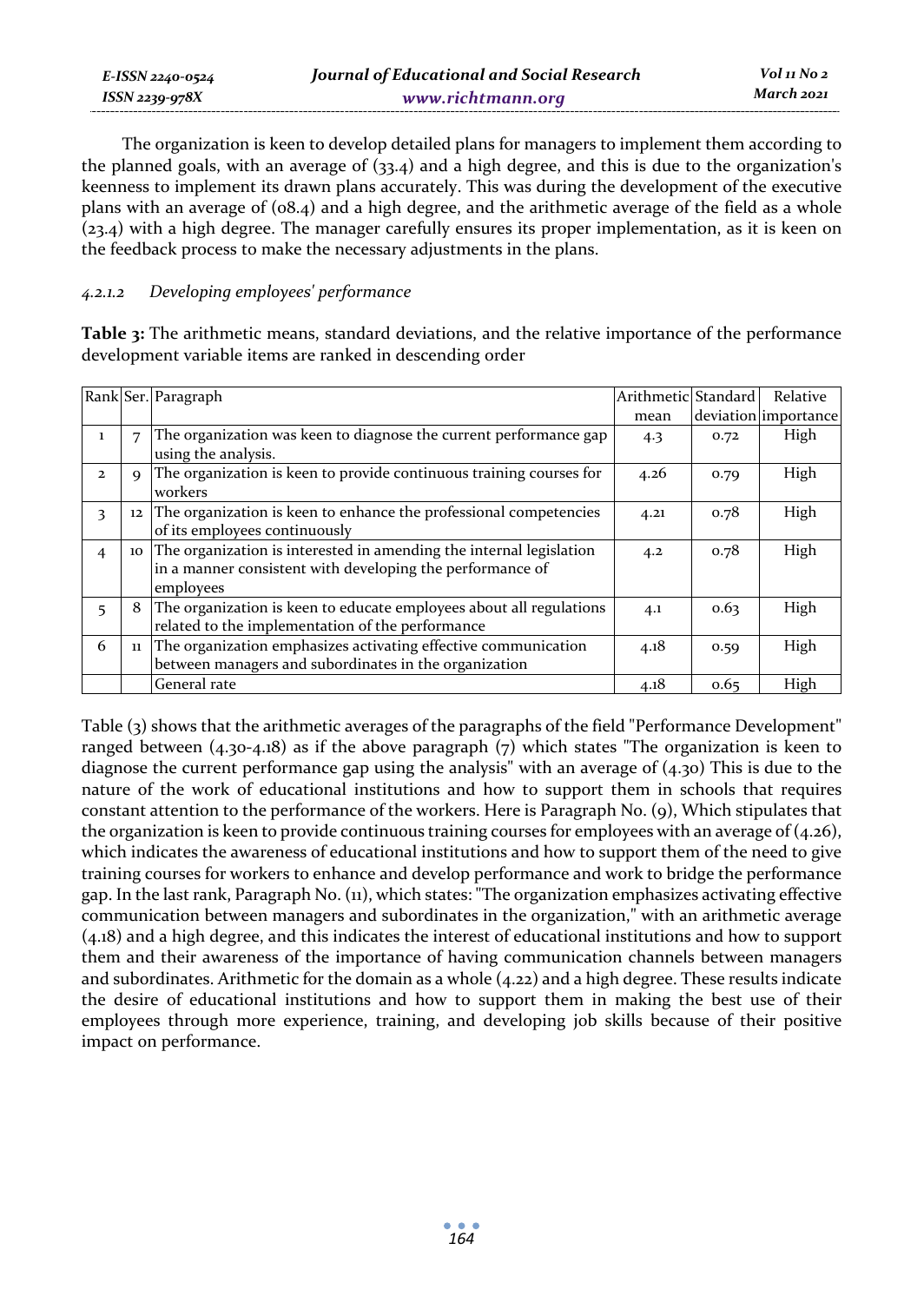The organization is keen to develop detailed plans for managers to implement them according to the planned goals, with an average of (33.4) and a high degree, and this is due to the organization's keenness to implement its drawn plans accurately. This was during the development of the executive plans with an average of (08.4) and a high degree, and the arithmetic average of the field as a whole (23.4) with a high degree. The manager carefully ensures its proper implementation, as it is keen on the feedback process to make the necessary adjustments in the plans.

#### *4.2.1.2 Developing employees' performance*

**Table 3:** The arithmetic means, standard deviations, and the relative importance of the performance development variable items are ranked in descending order

| Rank | Ser. | Paragraph | Arithmetic mean | Standard deviation | Relative importance |
|---|---|---|---|---|---|
| 1 | 7 | The organization was keen to diagnose the current performance gap using the analysis. | 4.3 | 0.72 | High |
| 2 | 9 | The organization is keen to provide continuous training courses for workers | 4.26 | 0.79 | High |
| 3 | 12 | The organization is keen to enhance the professional competencies of its employees continuously | 4.21 | 0.78 | High |
| 4 | 10 | The organization is interested in amending the internal legislation in a manner consistent with developing the performance of employees | 4.2 | 0.78 | High |
| 5 | 8 | The organization is keen to educate employees about all regulations related to the implementation of the performance | 4.1 | 0.63 | High |
| 6 | 11 | The organization emphasizes activating effective communication between managers and subordinates in the organization | 4.18 | 0.59 | High |
| | | General rate | 4.18 | 0.65 | High |

Table (3) shows that the arithmetic averages of the paragraphs of the field "Performance Development" ranged between (4.30-4.18) as if the above paragraph (7) which states "The organization is keen to diagnose the current performance gap using the analysis" with an average of (4.30) This is due to the nature of the work of educational institutions and how to support them in schools that requires constant attention to the performance of the workers. Here is Paragraph No. (9), Which stipulates that the organization is keen to provide continuous training courses for employees with an average of (4.26), which indicates the awareness of educational institutions and how to support them of the need to give training courses for workers to enhance and develop performance and work to bridge the performance gap. In the last rank, Paragraph No. (11), which states: "The organization emphasizes activating effective communication between managers and subordinates in the organization," with an arithmetic average (4.18) and a high degree, and this indicates the interest of educational institutions and how to support them and their awareness of the importance of having communication channels between managers and subordinates. Arithmetic for the domain as a whole (4.22) and a high degree. These results indicate the desire of educational institutions and how to support them in making the best use of their employees through more experience, training, and developing job skills because of their positive impact on performance.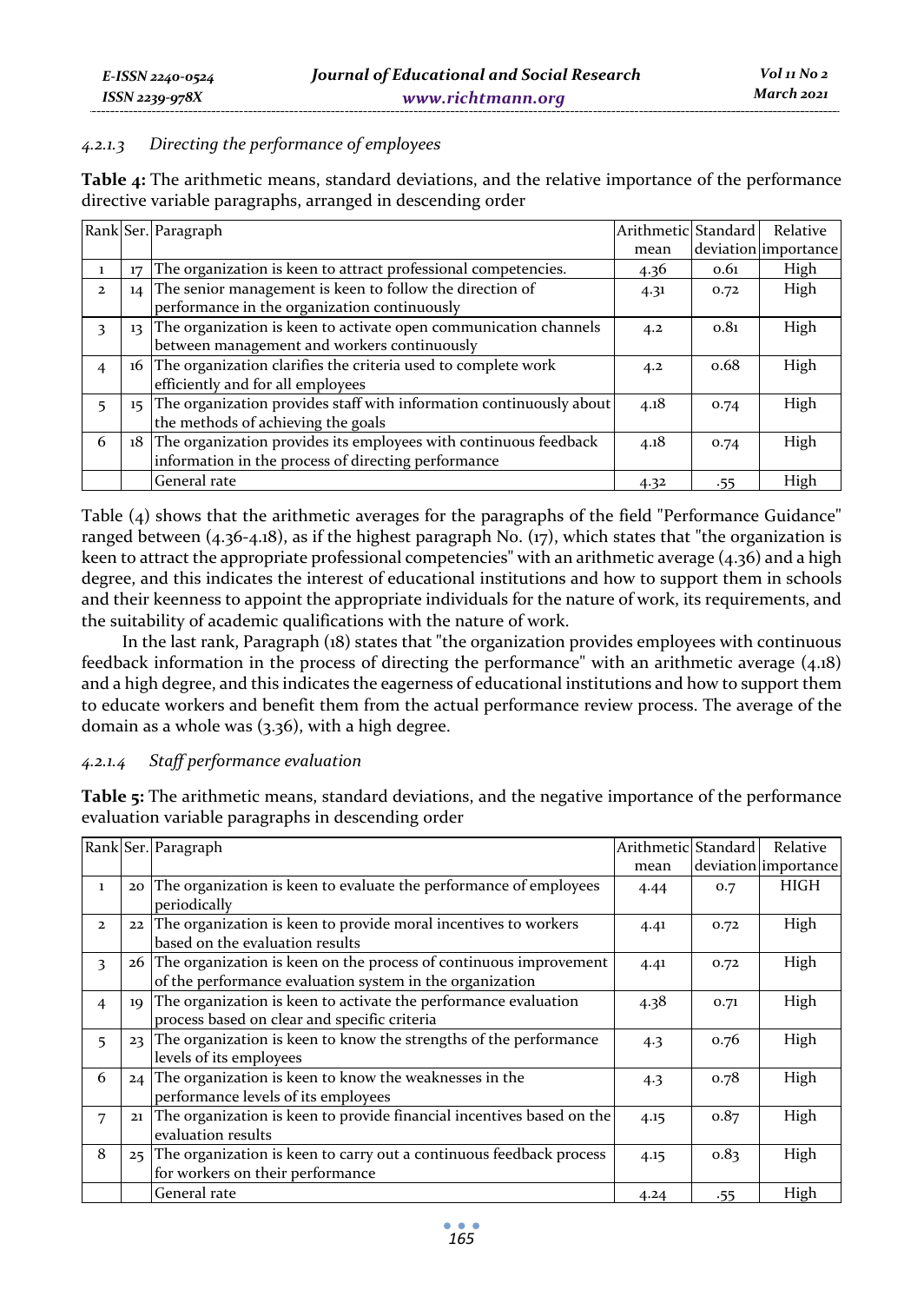#### 4.2.1.3 *Directing the performance of employees*

**Table 4:** The arithmetic means, standard deviations, and the relative importance of the performance directive variable paragraphs, arranged in descending order

| Rank | Ser. | Paragraph | Arithmetic mean | Standard deviation | Relative importance |
|---|---|---|---|---|---|
| 1 | 17 | The organization is keen to attract professional competencies. | 4.36 | 0.61 | High |
| 2 | 14 | The senior management is keen to follow the direction of performance in the organization continuously | 4.31 | 0.72 | High |
| 3 | 13 | The organization is keen to activate open communication channels between management and workers continuously | 4.2 | 0.81 | High |
| 4 | 16 | The organization clarifies the criteria used to complete work efficiently and for all employees | 4.2 | 0.68 | High |
| 5 | 15 | The organization provides staff with information continuously about the methods of achieving the goals | 4.18 | 0.74 | High |
| 6 | 18 | The organization provides its employees with continuous feedback information in the process of directing performance | 4.18 | 0.74 | High |
| | | General rate | 4.32 | .55 | High |

Table (4) shows that the arithmetic averages for the paragraphs of the field "Performance Guidance" ranged between (4.36-4.18), as if the highest paragraph No. (17), which states that "the organization is keen to attract the appropriate professional competencies" with an arithmetic average (4.36) and a high degree, and this indicates the interest of educational institutions and how to support them in schools and their keenness to appoint the appropriate individuals for the nature of work, its requirements, and the suitability of academic qualifications with the nature of work.

In the last rank, Paragraph (18) states that "the organization provides employees with continuous feedback information in the process of directing the performance" with an arithmetic average (4.18) and a high degree, and this indicates the eagerness of educational institutions and how to support them to educate workers and benefit them from the actual performance review process. The average of the domain as a whole was (3.36), with a high degree.

#### 4.2.1.4 *Staff performance evaluation*

**Table 5:** The arithmetic means, standard deviations, and the negative importance of the performance evaluation variable paragraphs in descending order

| Rank | Ser. | Paragraph | Arithmetic mean | Standard deviation | Relative importance |
|---|---|---|---|---|---|
| 1 | 20 | The organization is keen to evaluate the performance of employees periodically | 4.44 | 0.7 | HIGH |
| 2 | 22 | The organization is keen to provide moral incentives to workers based on the evaluation results | 4.41 | 0.72 | High |
| 3 | 26 | The organization is keen on the process of continuous improvement of the performance evaluation system in the organization | 4.41 | 0.72 | High |
| 4 | 19 | The organization is keen to activate the performance evaluation process based on clear and specific criteria | 4.38 | 0.71 | High |
| 5 | 23 | The organization is keen to know the strengths of the performance levels of its employees | 4.3 | 0.76 | High |
| 6 | 24 | The organization is keen to know the weaknesses in the performance levels of its employees | 4.3 | 0.78 | High |
| 7 | 21 | The organization is keen to provide financial incentives based on the evaluation results | 4.15 | 0.87 | High |
| 8 | 25 | The organization is keen to carry out a continuous feedback process for workers on their performance | 4.15 | 0.83 | High |
| | | General rate | 4.24 | .55 | High |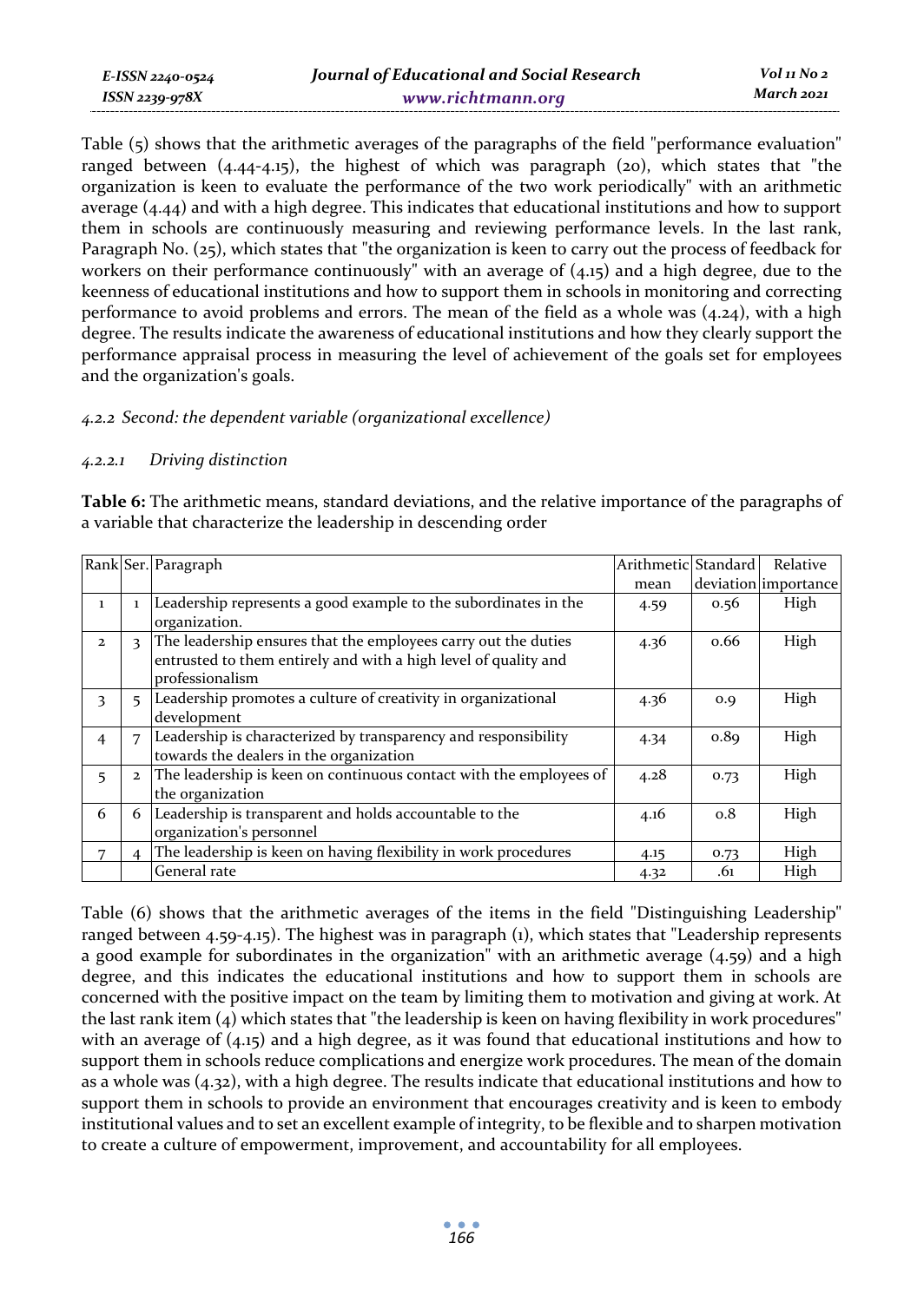Table (5) shows that the arithmetic averages of the paragraphs of the field "performance evaluation" ranged between (4.44-4.15), the highest of which was paragraph (20), which states that "the organization is keen to evaluate the performance of the two work periodically" with an arithmetic average (4.44) and with a high degree. This indicates that educational institutions and how to support them in schools are continuously measuring and reviewing performance levels. In the last rank, Paragraph No. (25), which states that "the organization is keen to carry out the process of feedback for workers on their performance continuously" with an average of (4.15) and a high degree, due to the keenness of educational institutions and how to support them in schools in monitoring and correcting performance to avoid problems and errors. The mean of the field as a whole was (4.24), with a high degree. The results indicate the awareness of educational institutions and how they clearly support the performance appraisal process in measuring the level of achievement of the goals set for employees and the organization's goals.

#### *4.2.2 Second: the dependent variable (organizational excellence)*

##### *4.2.2.1 Driving distinction*

**Table 6:** The arithmetic means, standard deviations, and the relative importance of the paragraphs of a variable that characterize the leadership in descending order

| Rank | Ser. | Paragraph | Arithmetic mean | Standard deviation | Relative importance |
|---|---|---|---|---|---|
| 1 | 1 | Leadership represents a good example to the subordinates in the organization. | 4.59 | 0.56 | High |
| 2 | 3 | The leadership ensures that the employees carry out the duties entrusted to them entirely and with a high level of quality and professionalism | 4.36 | 0.66 | High |
| 3 | 5 | Leadership promotes a culture of creativity in organizational development | 4.36 | 0.9 | High |
| 4 | 7 | Leadership is characterized by transparency and responsibility towards the dealers in the organization | 4.34 | 0.89 | High |
| 5 | 2 | The leadership is keen on continuous contact with the employees of the organization | 4.28 | 0.73 | High |
| 6 | 6 | Leadership is transparent and holds accountable to the organization's personnel | 4.16 | 0.8 | High |
| 7 | 4 | The leadership is keen on having flexibility in work procedures | 4.15 | 0.73 | High |
| | | General rate | 4.32 | .61 | High |

Table (6) shows that the arithmetic averages of the items in the field "Distinguishing Leadership" ranged between 4.59-4.15). The highest was in paragraph (1), which states that "Leadership represents a good example for subordinates in the organization" with an arithmetic average (4.59) and a high degree, and this indicates the educational institutions and how to support them in schools are concerned with the positive impact on the team by limiting them to motivation and giving at work. At the last rank item (4) which states that "the leadership is keen on having flexibility in work procedures" with an average of (4.15) and a high degree, as it was found that educational institutions and how to support them in schools reduce complications and energize work procedures. The mean of the domain as a whole was (4.32), with a high degree. The results indicate that educational institutions and how to support them in schools to provide an environment that encourages creativity and is keen to embody institutional values and to set an excellent example of integrity, to be flexible and to sharpen motivation to create a culture of empowerment, improvement, and accountability for all employees.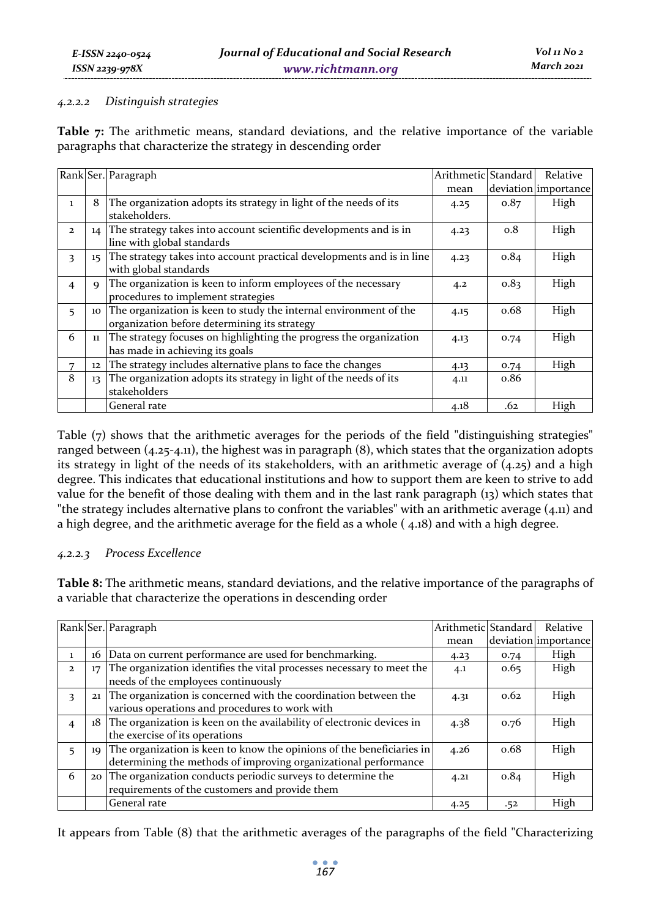#### 4.2.2.2 Distinguish strategies

**Table 7:** The arithmetic means, standard deviations, and the relative importance of the variable paragraphs that characterize the strategy in descending order

| Rank | Ser. | Paragraph | Arithmetic mean | Standard deviation | Relative importance |
|---|---|---|---|---|---|
| 1 | 8 | The organization adopts its strategy in light of the needs of its stakeholders. | 4.25 | 0.87 | High |
| 2 | 14 | The strategy takes into account scientific developments and is in line with global standards | 4.23 | 0.8 | High |
| 3 | 15 | The strategy takes into account practical developments and is in line with global standards | 4.23 | 0.84 | High |
| 4 | 9 | The organization is keen to inform employees of the necessary procedures to implement strategies | 4.2 | 0.83 | High |
| 5 | 10 | The organization is keen to study the internal environment of the organization before determining its strategy | 4.15 | 0.68 | High |
| 6 | 11 | The strategy focuses on highlighting the progress the organization has made in achieving its goals | 4.13 | 0.74 | High |
| 7 | 12 | The strategy includes alternative plans to face the changes | 4.13 | 0.74 | High |
| 8 | 13 | The organization adopts its strategy in light of the needs of its stakeholders | 4.11 | 0.86 | |
| | | General rate | 4.18 | .62 | High |

Table (7) shows that the arithmetic averages for the periods of the field "distinguishing strategies" ranged between (4.25-4.11), the highest was in paragraph (8), which states that the organization adopts its strategy in light of the needs of its stakeholders, with an arithmetic average of (4.25) and a high degree. This indicates that educational institutions and how to support them are keen to strive to add value for the benefit of those dealing with them and in the last rank paragraph (13) which states that "the strategy includes alternative plans to confront the variables" with an arithmetic average (4.11) and a high degree, and the arithmetic average for the field as a whole ( 4.18) and with a high degree.

#### 4.2.2.3 Process Excellence

**Table 8:** The arithmetic means, standard deviations, and the relative importance of the paragraphs of a variable that characterize the operations in descending order

| Rank | Ser. | Paragraph | Arithmetic mean | Standard deviation | Relative importance |
|---|---|---|---|---|---|
| 1 | 16 | Data on current performance are used for benchmarking. | 4.23 | 0.74 | High |
| 2 | 17 | The organization identifies the vital processes necessary to meet the needs of the employees continuously | 4.1 | 0.65 | High |
| 3 | 21 | The organization is concerned with the coordination between the various operations and procedures to work with | 4.31 | 0.62 | High |
| 4 | 18 | The organization is keen on the availability of electronic devices in the exercise of its operations | 4.38 | 0.76 | High |
| 5 | 19 | The organization is keen to know the opinions of the beneficiaries in determining the methods of improving organizational performance | 4.26 | 0.68 | High |
| 6 | 20 | The organization conducts periodic surveys to determine the requirements of the customers and provide them | 4.21 | 0.84 | High |
| | | General rate | 4.25 | .52 | High |

It appears from Table (8) that the arithmetic averages of the paragraphs of the field "Characterizing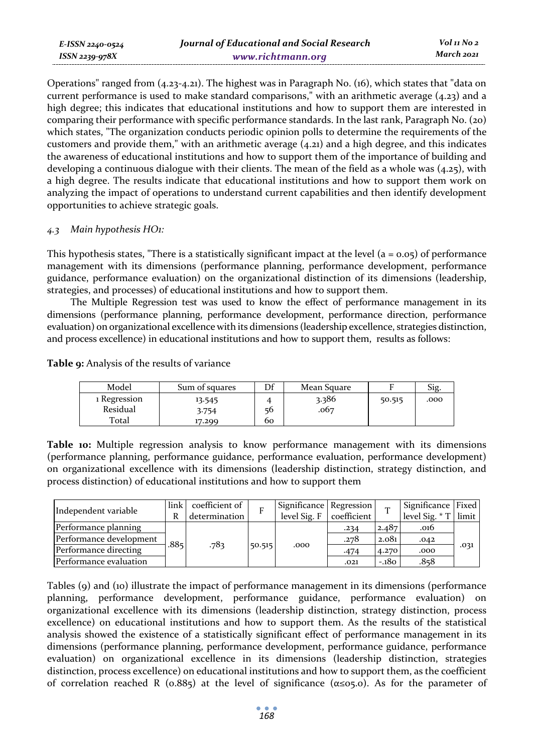Operations" ranged from (4.23-4.21). The highest was in Paragraph No. (16), which states that "data on current performance is used to make standard comparisons," with an arithmetic average (4.23) and a high degree; this indicates that educational institutions and how to support them are interested in comparing their performance with specific performance standards. In the last rank, Paragraph No. (20) which states, "The organization conducts periodic opinion polls to determine the requirements of the customers and provide them," with an arithmetic average (4.21) and a high degree, and this indicates the awareness of educational institutions and how to support them of the importance of building and developing a continuous dialogue with their clients. The mean of the field as a whole was (4.25), with a high degree. The results indicate that educational institutions and how to support them work on analyzing the impact of operations to understand current capabilities and then identify development opportunities to achieve strategic goals.

### *4.3 Main hypothesis HO1:*

This hypothesis states, "There is a statistically significant impact at the level (a = 0.05) of performance management with its dimensions (performance planning, performance development, performance guidance, performance evaluation) on the organizational distinction of its dimensions (leadership, strategies, and processes) of educational institutions and how to support them.

The Multiple Regression test was used to know the effect of performance management in its dimensions (performance planning, performance development, performance direction, performance evaluation) on organizational excellence with its dimensions (leadership excellence, strategies distinction, and process excellence) in educational institutions and how to support them, results as follows:

**Table 9:** Analysis of the results of variance

| Model | Sum of squares | Df | Mean Square | F | Sig. |
|---|---|---|---|---|---|
| 1 Regression | 13.545 | 4 | 3.386 | 50.515 | .000 |
| Residual | 3.754 | 56 | .067 | | |
| Total | 17.299 | 60 | | | |

**Table 10:** Multiple regression analysis to know performance management with its dimensions (performance planning, performance guidance, performance evaluation, performance development) on organizational excellence with its dimensions (leadership distinction, strategy distinction, and process distinction) of educational institutions and how to support them

| Independent variable | link R | coefficient of determination | F | Significance level Sig. F | Regression coefficient | T | Significance level Sig. * T | Fixed limit |
|---|---|---|---|---|---|---|---|---|
| Performance planning | .885 | .783 | 50.515 | .000 | .234 | 2.487 | .016 | .031 |
| Performance development | | | | | .278 | 2.081 | .042 | |
| Performance directing | | | | | .474 | 4.270 | .000 | |
| Performance evaluation | | | | | .021 | -.180 | .858 | |

Tables (9) and (10) illustrate the impact of performance management in its dimensions (performance planning, performance development, performance guidance, performance evaluation) on organizational excellence with its dimensions (leadership distinction, strategy distinction, process excellence) on educational institutions and how to support them. As the results of the statistical analysis showed the existence of a statistically significant effect of performance management in its dimensions (performance planning, performance development, performance guidance, performance evaluation) on organizational excellence in its dimensions (leadership distinction, strategies distinction, process excellence) on educational institutions and how to support them, as the coefficient of correlation reached R (0.885) at the level of significance (α≤05.0). As for the parameter of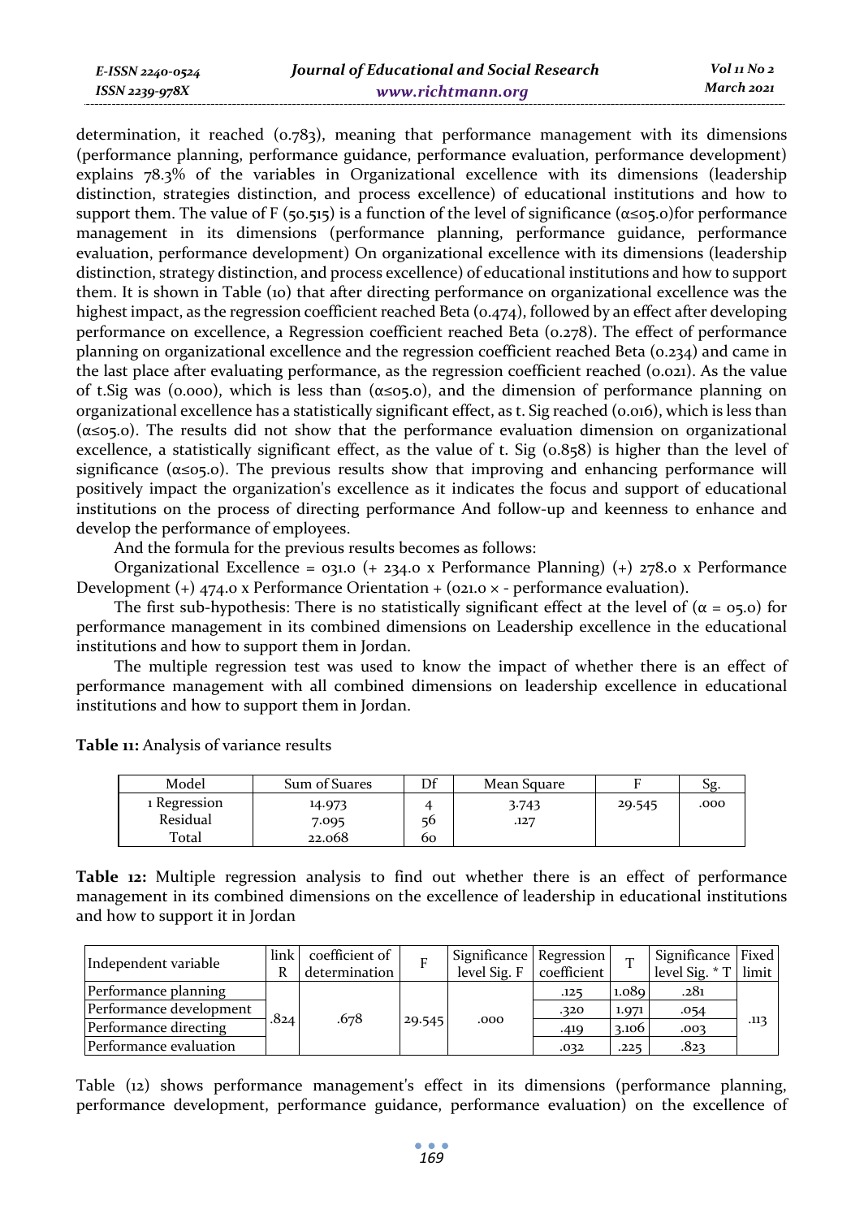determination, it reached (0.783), meaning that performance management with its dimensions (performance planning, performance guidance, performance evaluation, performance development) explains 78.3% of the variables in Organizational excellence with its dimensions (leadership distinction, strategies distinction, and process excellence) of educational institutions and how to support them. The value of F (50.515) is a function of the level of significance (α≤05.0)for performance management in its dimensions (performance planning, performance guidance, performance evaluation, performance development) On organizational excellence with its dimensions (leadership distinction, strategy distinction, and process excellence) of educational institutions and how to support them. It is shown in Table (10) that after directing performance on organizational excellence was the highest impact, as the regression coefficient reached Beta (0.474), followed by an effect after developing performance on excellence, a Regression coefficient reached Beta (0.278). The effect of performance planning on organizational excellence and the regression coefficient reached Beta (0.234) and came in the last place after evaluating performance, as the regression coefficient reached (0.021). As the value of t.Sig was (0.000), which is less than (α≤05.0), and the dimension of performance planning on organizational excellence has a statistically significant effect, as t. Sig reached (0.016), which is less than (α≤05.0). The results did not show that the performance evaluation dimension on organizational excellence, a statistically significant effect, as the value of t. Sig (0.858) is higher than the level of significance (α≤05.0). The previous results show that improving and enhancing performance will positively impact the organization's excellence as it indicates the focus and support of educational institutions on the process of directing performance And follow-up and keenness to enhance and develop the performance of employees.

And the formula for the previous results becomes as follows:

Organizational Excellence = 031.0 (+ 234.0 x Performance Planning) (+) 278.0 x Performance Development (+) 474.0 x Performance Orientation + (021.0 × - performance evaluation).

The first sub-hypothesis: There is no statistically significant effect at the level of (α = 05.0) for performance management in its combined dimensions on Leadership excellence in the educational institutions and how to support them in Jordan.

The multiple regression test was used to know the impact of whether there is an effect of performance management with all combined dimensions on leadership excellence in educational institutions and how to support them in Jordan.

**Table 11:** Analysis of variance results

| Model | Sum of Suares | Df | Mean Square | F | Sg. |
|---|---|---|---|---|---|
| 1 Regression | 14.973 | 4 | 3.743 | 29.545 | .000 |
| Residual | 7.095 | 56 | .127 | | |
| Total | 22.068 | 60 | | | |

**Table 12:** Multiple regression analysis to find out whether there is an effect of performance management in its combined dimensions on the excellence of leadership in educational institutions and how to support it in Jordan

| Independent variable | link R | coefficient of determination | F | Significance level Sig. F | Regression coefficient | T | Significance level Sig. * T | Fixed limit |
|---|---|---|---|---|---|---|---|---|
| Performance planning | .824 | .678 | 29.545 | .000 | .125 | 1.089 | .281 | .113 |
| Performance development | | | | | .320 | 1.971 | .054 | |
| Performance directing | | | | | .419 | 3.106 | .003 | |
| Performance evaluation | | | | | .032 | .225 | .823 | |

Table (12) shows performance management's effect in its dimensions (performance planning, performance development, performance guidance, performance evaluation) on the excellence of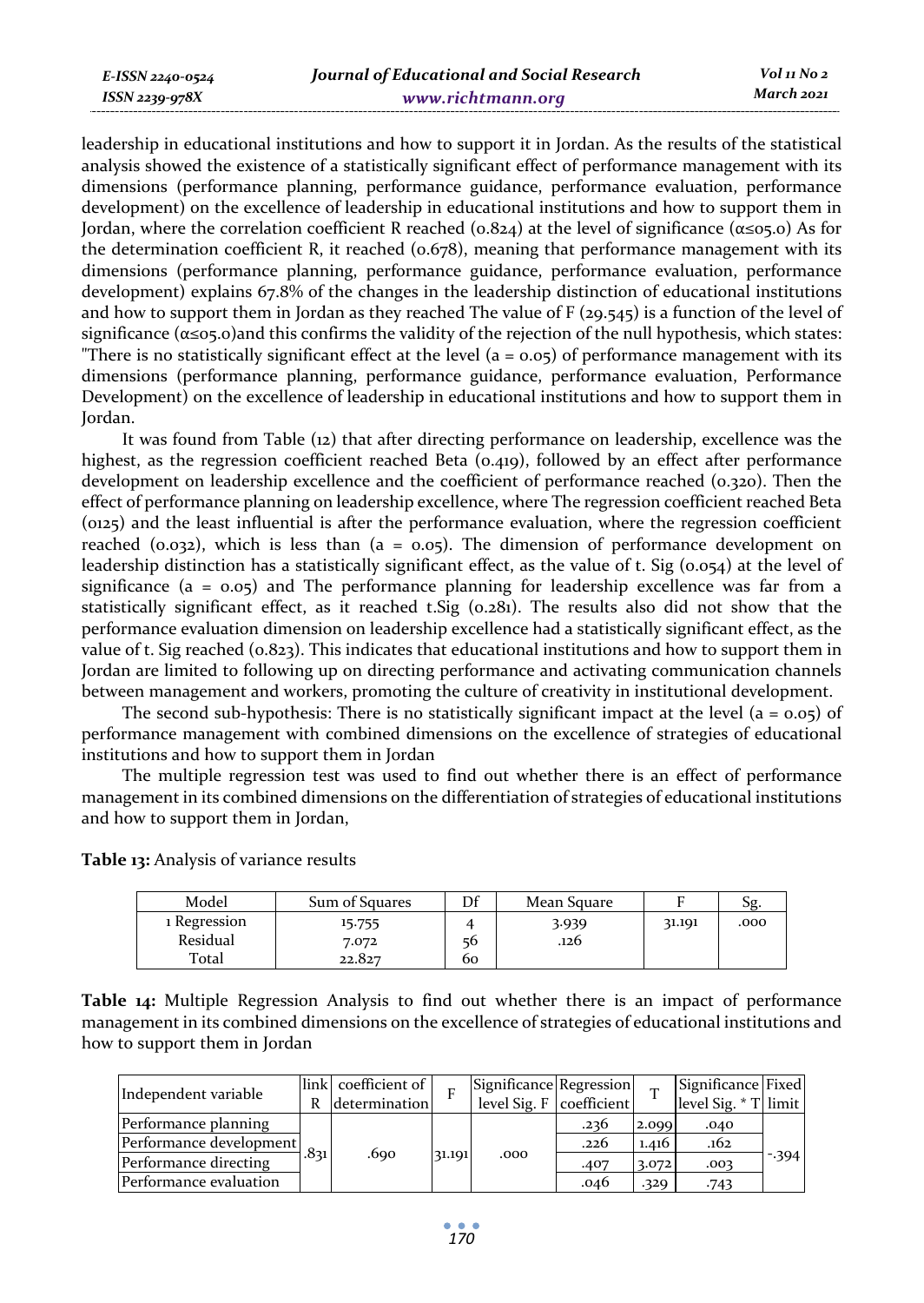leadership in educational institutions and how to support it in Jordan. As the results of the statistical analysis showed the existence of a statistically significant effect of performance management with its dimensions (performance planning, performance guidance, performance evaluation, performance development) on the excellence of leadership in educational institutions and how to support them in Jordan, where the correlation coefficient R reached (0.824) at the level of significance (α≤05.0) As for the determination coefficient R, it reached (0.678), meaning that performance management with its dimensions (performance planning, performance guidance, performance evaluation, performance development) explains 67.8% of the changes in the leadership distinction of educational institutions and how to support them in Jordan as they reached The value of F (29.545) is a function of the level of significance (α≤05.0)and this confirms the validity of the rejection of the null hypothesis, which states: "There is no statistically significant effect at the level (a = 0.05) of performance management with its dimensions (performance planning, performance guidance, performance evaluation, Performance Development) on the excellence of leadership in educational institutions and how to support them in Jordan.

It was found from Table (12) that after directing performance on leadership, excellence was the highest, as the regression coefficient reached Beta (0.419), followed by an effect after performance development on leadership excellence and the coefficient of performance reached (0.320). Then the effect of performance planning on leadership excellence, where The regression coefficient reached Beta (0125) and the least influential is after the performance evaluation, where the regression coefficient reached (0.032), which is less than (a = 0.05). The dimension of performance development on leadership distinction has a statistically significant effect, as the value of t. Sig (0.054) at the level of significance (a = 0.05) and The performance planning for leadership excellence was far from a statistically significant effect, as it reached t.Sig (0.281). The results also did not show that the performance evaluation dimension on leadership excellence had a statistically significant effect, as the value of t. Sig reached (0.823). This indicates that educational institutions and how to support them in Jordan are limited to following up on directing performance and activating communication channels between management and workers, promoting the culture of creativity in institutional development.

The second sub-hypothesis: There is no statistically significant impact at the level (a = 0.05) of performance management with combined dimensions on the excellence of strategies of educational institutions and how to support them in Jordan

The multiple regression test was used to find out whether there is an effect of performance management in its combined dimensions on the differentiation of strategies of educational institutions and how to support them in Jordan,

**Table 13:** Analysis of variance results

| Model | Sum of Squares | Df | Mean Square | F | Sg. |
|---|---|---|---|---|---|
| 1 Regression | 15.755 | 4 | 3.939 | 31.191 | .000 |
| Residual | 7.072 | 56 | .126 | | |
| Total | 22.827 | 60 | | | |

**Table 14:** Multiple Regression Analysis to find out whether there is an impact of performance management in its combined dimensions on the excellence of strategies of educational institutions and how to support them in Jordan

| Independent variable | link R | coefficient of determination | F | Significance level Sig. F | Regression coefficient | T | Significance level Sig. * T | Fixed limit |
|---|---|---|---|---|---|---|---|---|
| Performance planning | .831 | .690 | 31.191 | .000 | .236 | 2.099 | .040 | -.394 |
| Performance development | | | | | .226 | 1.416 | .162 | |
| Performance directing | | | | | .407 | 3.072 | .003 | |
| Performance evaluation | | | | | .046 | .329 | .743 | |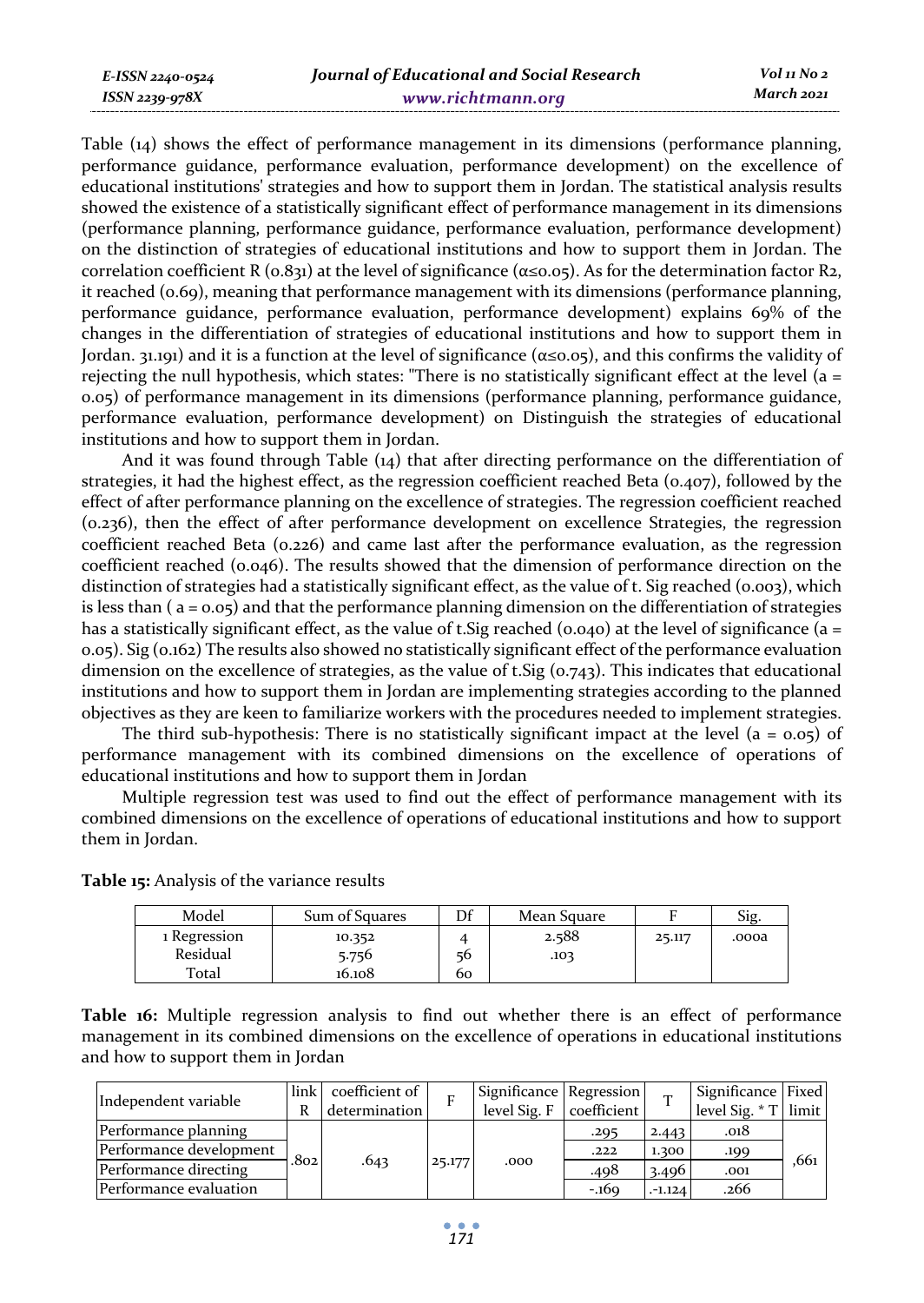Table (14) shows the effect of performance management in its dimensions (performance planning, performance guidance, performance evaluation, performance development) on the excellence of educational institutions' strategies and how to support them in Jordan. The statistical analysis results showed the existence of a statistically significant effect of performance management in its dimensions (performance planning, performance guidance, performance evaluation, performance development) on the distinction of strategies of educational institutions and how to support them in Jordan. The correlation coefficient R (0.831) at the level of significance ($\alpha \leq 0.05$). As for the determination factor R2, it reached (0.69), meaning that performance management with its dimensions (performance planning, performance guidance, performance evaluation, performance development) explains 69% of the changes in the differentiation of strategies of educational institutions and how to support them in Jordan. 31.191) and it is a function at the level of significance ($\alpha \leq 0.05$), and this confirms the validity of rejecting the null hypothesis, which states: "There is no statistically significant effect at the level (a = 0.05) of performance management in its dimensions (performance planning, performance guidance, performance evaluation, performance development) on Distinguish the strategies of educational institutions and how to support them in Jordan.

And it was found through Table (14) that after directing performance on the differentiation of strategies, it had the highest effect, as the regression coefficient reached Beta (0.407), followed by the effect of after performance planning on the excellence of strategies. The regression coefficient reached (0.236), then the effect of after performance development on excellence Strategies, the regression coefficient reached Beta (0.226) and came last after the performance evaluation, as the regression coefficient reached (0.046). The results showed that the dimension of performance direction on the distinction of strategies had a statistically significant effect, as the value of t. Sig reached (0.003), which is less than ( a = 0.05) and that the performance planning dimension on the differentiation of strategies has a statistically significant effect, as the value of t.Sig reached (0.040) at the level of significance (a = 0.05). Sig (0.162) The results also showed no statistically significant effect of the performance evaluation dimension on the excellence of strategies, as the value of t.Sig (0.743). This indicates that educational institutions and how to support them in Jordan are implementing strategies according to the planned objectives as they are keen to familiarize workers with the procedures needed to implement strategies.

The third sub-hypothesis: There is no statistically significant impact at the level (a = 0.05) of performance management with its combined dimensions on the excellence of operations of educational institutions and how to support them in Jordan

Multiple regression test was used to find out the effect of performance management with its combined dimensions on the excellence of operations of educational institutions and how to support them in Jordan.

**Table 15:** Analysis of the variance results

| Model | Sum of Squares | Df | Mean Square | F | Sig. |
|---|---|---|---|---|---|
| 1 Regression | 10.352 | 4 | 2.588 | 25.117 | .000a |
| Residual | 5.756 | 56 | .103 | | |
| Total | 16.108 | 60 | | | |

**Table 16:** Multiple regression analysis to find out whether there is an effect of performance management in its combined dimensions on the excellence of operations in educational institutions and how to support them in Jordan

| Independent variable | link R | coefficient of determination | F | Significance level Sig. F | Regression coefficient | T | Significance level Sig. * T | Fixed limit |
|---|---|---|---|---|---|---|---|---|
| Performance planning | .802 | .643 | 25.177 | .000 | .295 | 2.443 | .018 | ,661 |
| Performance development | | | | | .222 | 1.300 | .199 | |
| Performance directing | | | | | .498 | 3.496 | .001 | |
| Performance evaluation | | | | | -.169 | .-1.124 | .266 | |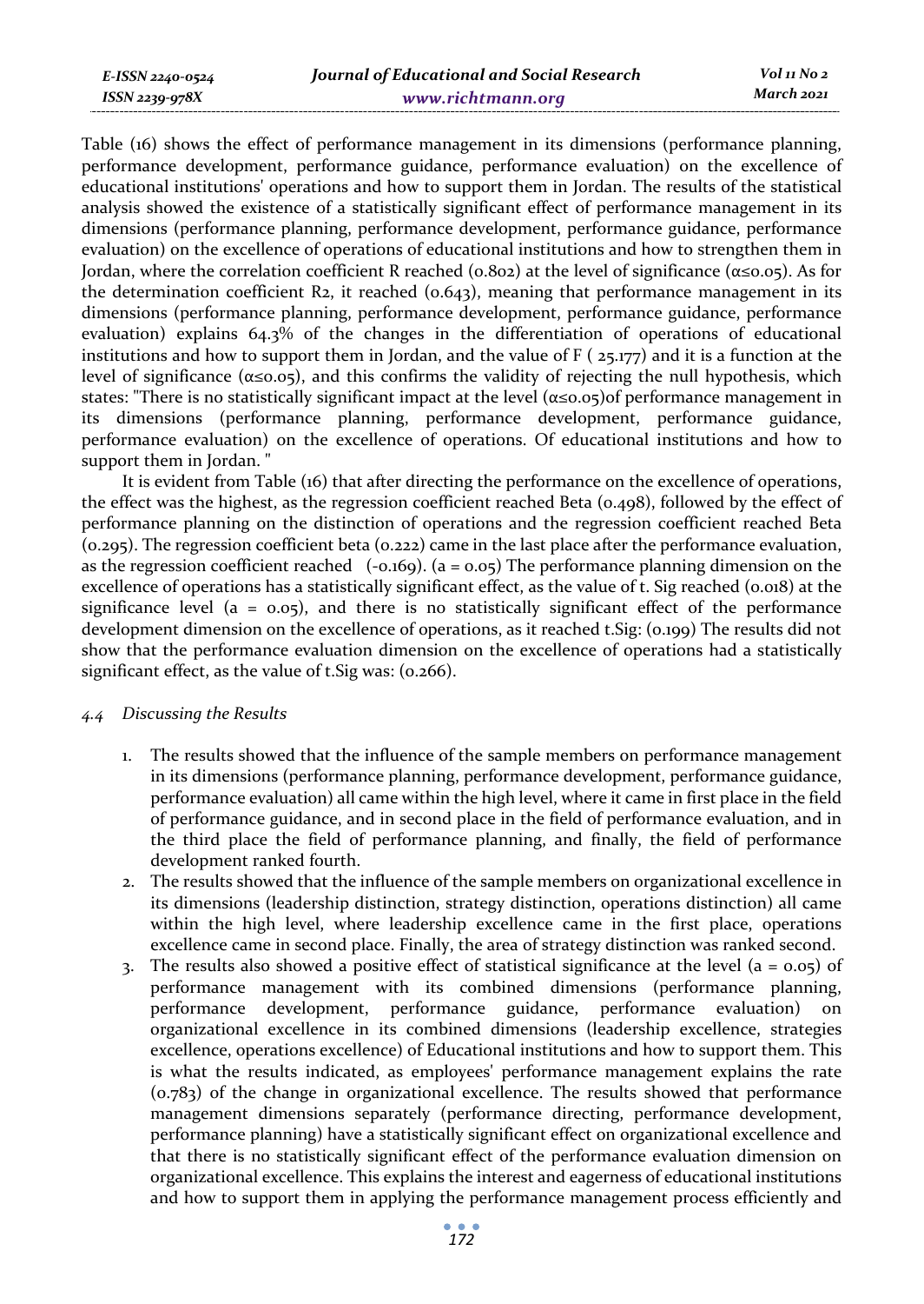Table (16) shows the effect of performance management in its dimensions (performance planning, performance development, performance guidance, performance evaluation) on the excellence of educational institutions' operations and how to support them in Jordan. The results of the statistical analysis showed the existence of a statistically significant effect of performance management in its dimensions (performance planning, performance development, performance guidance, performance evaluation) on the excellence of operations of educational institutions and how to strengthen them in Jordan, where the correlation coefficient R reached (0.802) at the level of significance ($\alpha \leq 0.05$). As for the determination coefficient R2, it reached (0.643), meaning that performance management in its dimensions (performance planning, performance development, performance guidance, performance evaluation) explains 64.3% of the changes in the differentiation of operations of educational institutions and how to support them in Jordan, and the value of F ( 25.177) and it is a function at the level of significance ($\alpha \leq 0.05$), and this confirms the validity of rejecting the null hypothesis, which states: "There is no statistically significant impact at the level ($\alpha \leq 0.05$)of performance management in its dimensions (performance planning, performance development, performance guidance, performance evaluation) on the excellence of operations. Of educational institutions and how to support them in Jordan. "

It is evident from Table (16) that after directing the performance on the excellence of operations, the effect was the highest, as the regression coefficient reached Beta (0.498), followed by the effect of performance planning on the distinction of operations and the regression coefficient reached Beta (0.295). The regression coefficient beta (0.222) came in the last place after the performance evaluation, as the regression coefficient reached (-0.169). (a = 0.05) The performance planning dimension on the excellence of operations has a statistically significant effect, as the value of t. Sig reached (0.018) at the significance level (a = 0.05), and there is no statistically significant effect of the performance development dimension on the excellence of operations, as it reached t.Sig: (0.199) The results did not show that the performance evaluation dimension on the excellence of operations had a statistically significant effect, as the value of t.Sig was: (0.266).

### *4.4 Discussing the Results*

1. The results showed that the influence of the sample members on performance management in its dimensions (performance planning, performance development, performance guidance, performance evaluation) all came within the high level, where it came in first place in the field of performance guidance, and in second place in the field of performance evaluation, and in the third place the field of performance planning, and finally, the field of performance development ranked fourth.
2. The results showed that the influence of the sample members on organizational excellence in its dimensions (leadership distinction, strategy distinction, operations distinction) all came within the high level, where leadership excellence came in the first place, operations excellence came in second place. Finally, the area of strategy distinction was ranked second.
3. The results also showed a positive effect of statistical significance at the level (a = 0.05) of performance management with its combined dimensions (performance planning, performance development, performance guidance, performance evaluation) on organizational excellence in its combined dimensions (leadership excellence, strategies excellence, operations excellence) of Educational institutions and how to support them. This is what the results indicated, as employees' performance management explains the rate (0.783) of the change in organizational excellence. The results showed that performance management dimensions separately (performance directing, performance development, performance planning) have a statistically significant effect on organizational excellence and that there is no statistically significant effect of the performance evaluation dimension on organizational excellence. This explains the interest and eagerness of educational institutions and how to support them in applying the performance management process efficiently and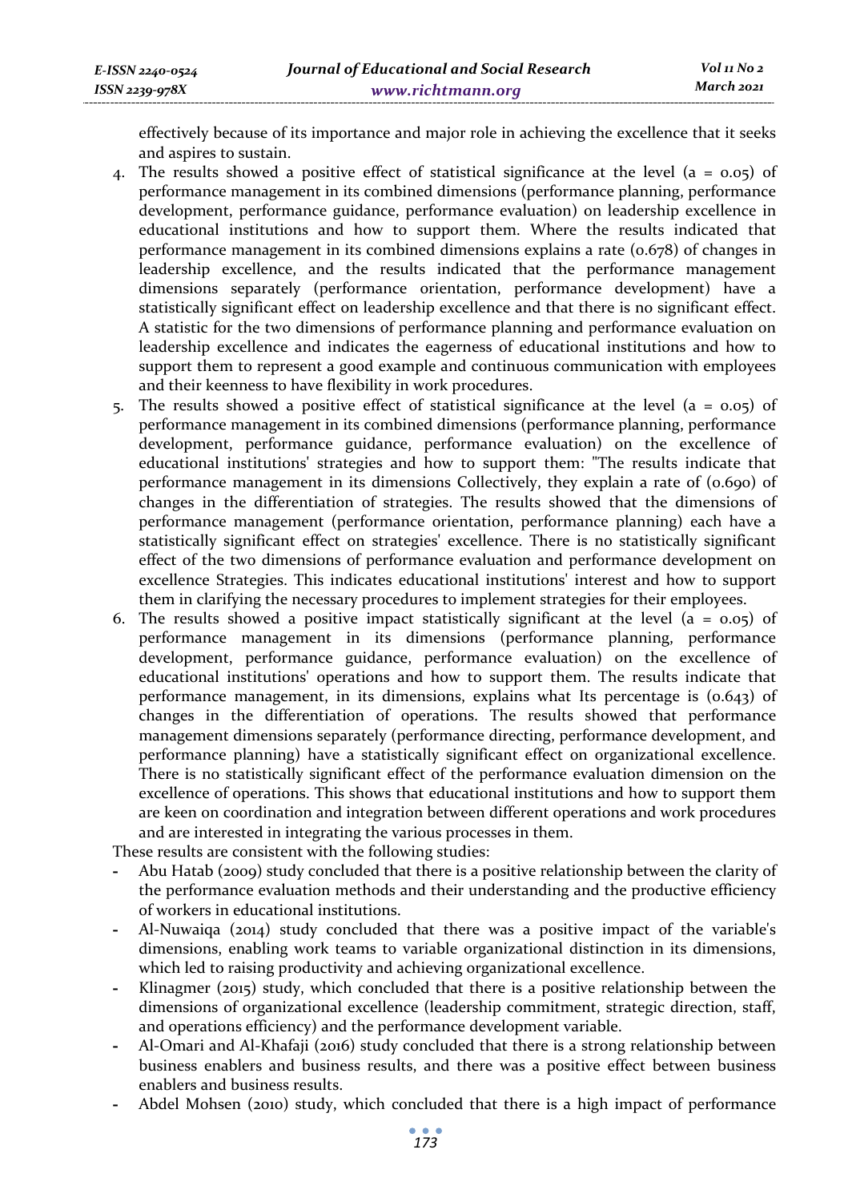effectively because of its importance and major role in achieving the excellence that it seeks and aspires to sustain.

4. The results showed a positive effect of statistical significance at the level (a = 0.05) of performance management in its combined dimensions (performance planning, performance development, performance guidance, performance evaluation) on leadership excellence in educational institutions and how to support them. Where the results indicated that performance management in its combined dimensions explains a rate (0.678) of changes in leadership excellence, and the results indicated that the performance management dimensions separately (performance orientation, performance development) have a statistically significant effect on leadership excellence and that there is no significant effect. A statistic for the two dimensions of performance planning and performance evaluation on leadership excellence and indicates the eagerness of educational institutions and how to support them to represent a good example and continuous communication with employees and their keenness to have flexibility in work procedures.
5. The results showed a positive effect of statistical significance at the level (a = 0.05) of performance management in its combined dimensions (performance planning, performance development, performance guidance, performance evaluation) on the excellence of educational institutions' strategies and how to support them: "The results indicate that performance management in its dimensions Collectively, they explain a rate of (0.690) of changes in the differentiation of strategies. The results showed that the dimensions of performance management (performance orientation, performance planning) each have a statistically significant effect on strategies' excellence. There is no statistically significant effect of the two dimensions of performance evaluation and performance development on excellence Strategies. This indicates educational institutions' interest and how to support them in clarifying the necessary procedures to implement strategies for their employees.
6. The results showed a positive impact statistically significant at the level (a = 0.05) of performance management in its dimensions (performance planning, performance development, performance guidance, performance evaluation) on the excellence of educational institutions' operations and how to support them. The results indicate that performance management, in its dimensions, explains what Its percentage is (0.643) of changes in the differentiation of operations. The results showed that performance management dimensions separately (performance directing, performance development, and performance planning) have a statistically significant effect on organizational excellence. There is no statistically significant effect of the performance evaluation dimension on the excellence of operations. This shows that educational institutions and how to support them are keen on coordination and integration between different operations and work procedures and are interested in integrating the various processes in them.

These results are consistent with the following studies:

- Abu Hatab (2009) study concluded that there is a positive relationship between the clarity of the performance evaluation methods and their understanding and the productive efficiency of workers in educational institutions.
- Al-Nuwaiqa (2014) study concluded that there was a positive impact of the variable's dimensions, enabling work teams to variable organizational distinction in its dimensions, which led to raising productivity and achieving organizational excellence.
- Klinagmer (2015) study, which concluded that there is a positive relationship between the dimensions of organizational excellence (leadership commitment, strategic direction, staff, and operations efficiency) and the performance development variable.
- Al-Omari and Al-Khafaji (2016) study concluded that there is a strong relationship between business enablers and business results, and there was a positive effect between business enablers and business results.
- Abdel Mohsen (2010) study, which concluded that there is a high impact of performance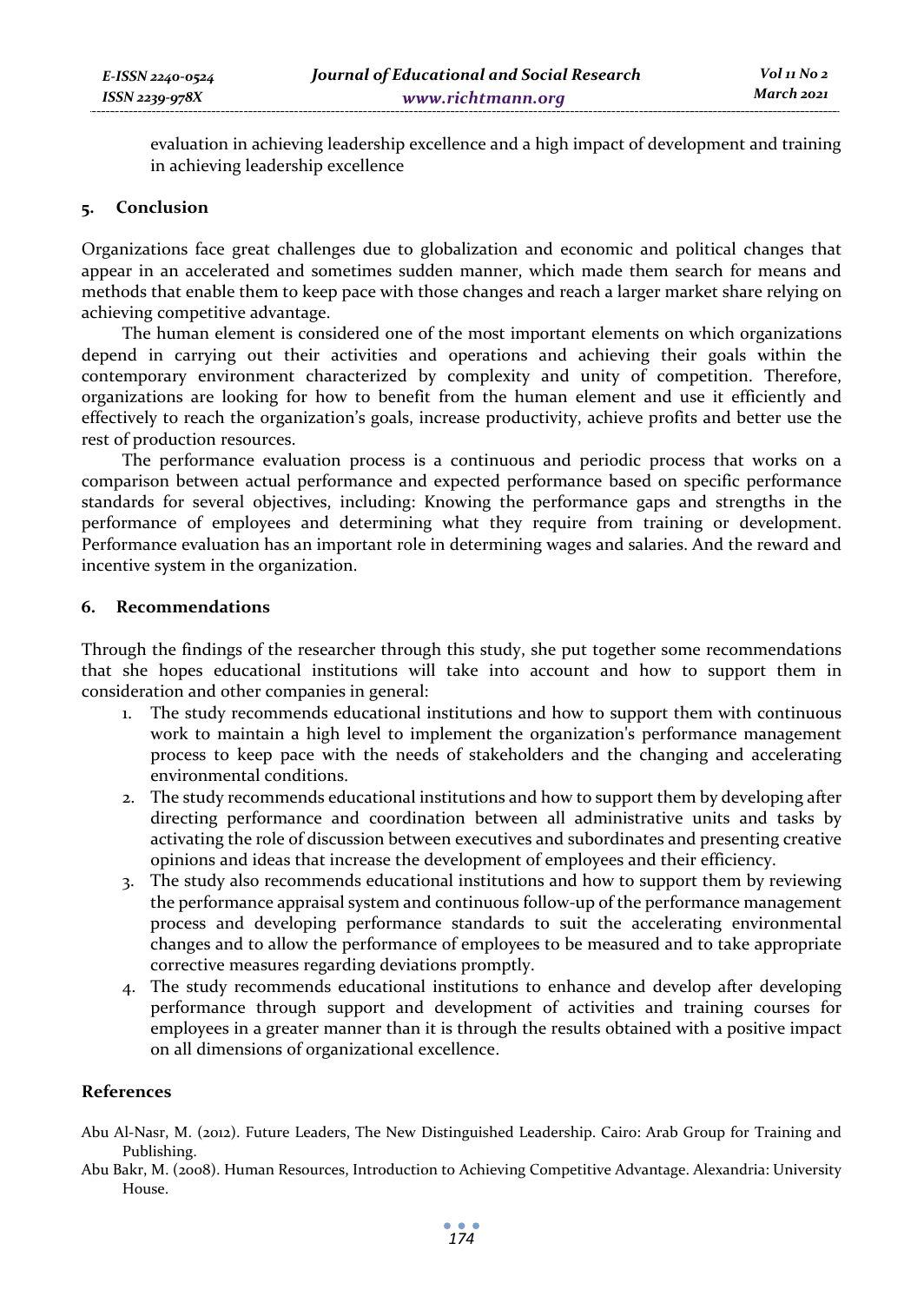evaluation in achieving leadership excellence and a high impact of development and training in achieving leadership excellence

## 5. Conclusion

Organizations face great challenges due to globalization and economic and political changes that appear in an accelerated and sometimes sudden manner, which made them search for means and methods that enable them to keep pace with those changes and reach a larger market share relying on achieving competitive advantage.

The human element is considered one of the most important elements on which organizations depend in carrying out their activities and operations and achieving their goals within the contemporary environment characterized by complexity and unity of competition. Therefore, organizations are looking for how to benefit from the human element and use it efficiently and effectively to reach the organization's goals, increase productivity, achieve profits and better use the rest of production resources.

The performance evaluation process is a continuous and periodic process that works on a comparison between actual performance and expected performance based on specific performance standards for several objectives, including: Knowing the performance gaps and strengths in the performance of employees and determining what they require from training or development. Performance evaluation has an important role in determining wages and salaries. And the reward and incentive system in the organization.

## 6. Recommendations

Through the findings of the researcher through this study, she put together some recommendations that she hopes educational institutions will take into account and how to support them in consideration and other companies in general:

1. The study recommends educational institutions and how to support them with continuous work to maintain a high level to implement the organization's performance management process to keep pace with the needs of stakeholders and the changing and accelerating environmental conditions.
2. The study recommends educational institutions and how to support them by developing after directing performance and coordination between all administrative units and tasks by activating the role of discussion between executives and subordinates and presenting creative opinions and ideas that increase the development of employees and their efficiency.
3. The study also recommends educational institutions and how to support them by reviewing the performance appraisal system and continuous follow-up of the performance management process and developing performance standards to suit the accelerating environmental changes and to allow the performance of employees to be measured and to take appropriate corrective measures regarding deviations promptly.
4. The study recommends educational institutions to enhance and develop after developing performance through support and development of activities and training courses for employees in a greater manner than it is through the results obtained with a positive impact on all dimensions of organizational excellence.

## References

Abu Al-Nasr, M. (2012). Future Leaders, The New Distinguished Leadership. Cairo: Arab Group for Training and Publishing.

Abu Bakr, M. (2008). Human Resources, Introduction to Achieving Competitive Advantage. Alexandria: University House.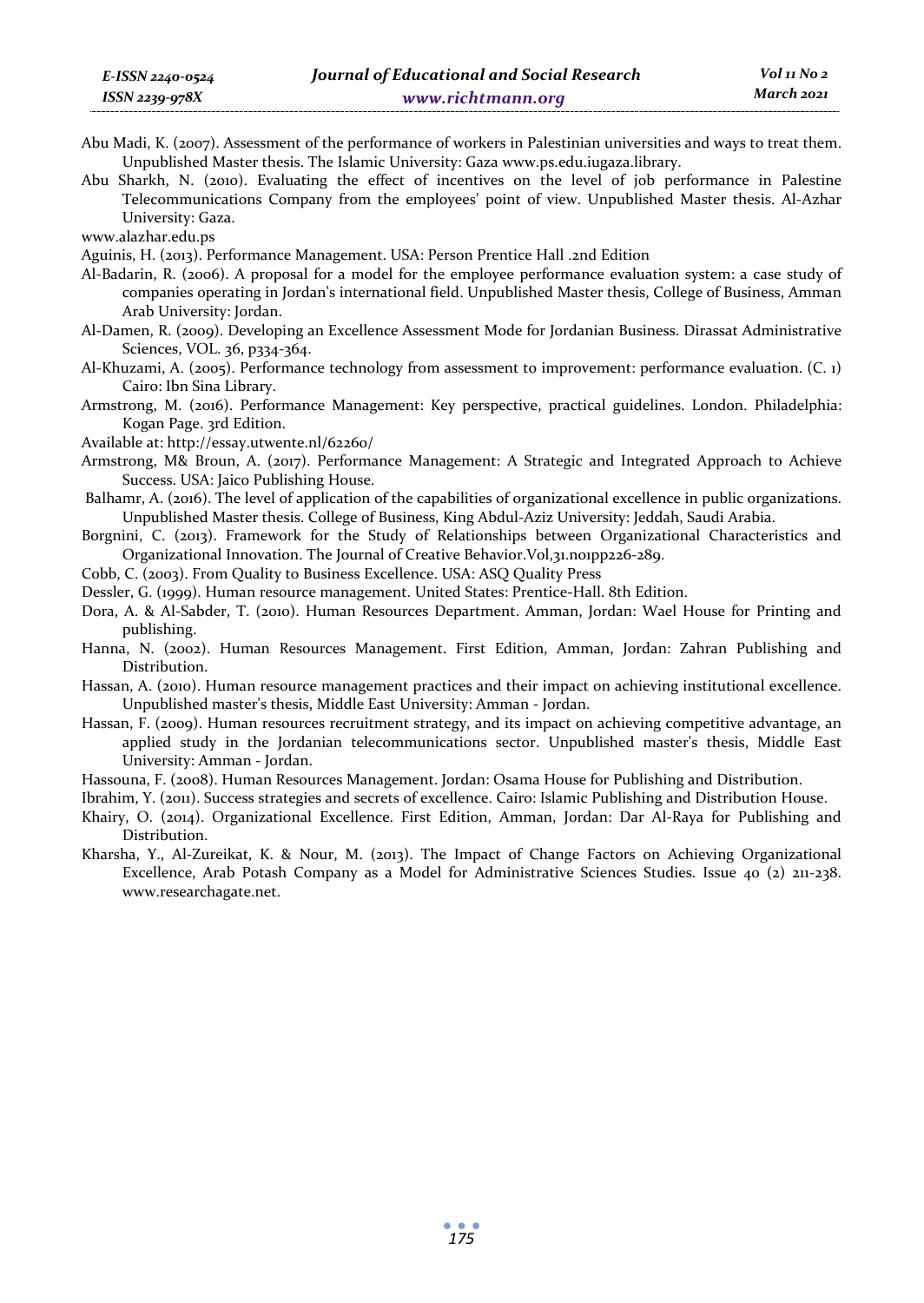Abu Madi, K. (2007). Assessment of the performance of workers in Palestinian universities and ways to treat them. Unpublished Master thesis. The Islamic University: Gaza www.ps.edu.iugaza.library.

Abu Sharkh, N. (2010). Evaluating the effect of incentives on the level of job performance in Palestine Telecommunications Company from the employees' point of view. Unpublished Master thesis. Al-Azhar University: Gaza.

www.alazhar.edu.ps

Aguinis, H. (2013). Performance Management. USA: Person Prentice Hall .2nd Edition

Al-Badarin, R. (2006). A proposal for a model for the employee performance evaluation system: a case study of companies operating in Jordan's international field. Unpublished Master thesis, College of Business, Amman Arab University: Jordan.

Al-Damen, R. (2009). Developing an Excellence Assessment Mode for Jordanian Business. Dirassat Administrative Sciences, VOL. 36, p334-364.

Al-Khuzami, A. (2005). Performance technology from assessment to improvement: performance evaluation. (C. 1) Cairo: Ibn Sina Library.

Armstrong, M. (2016). Performance Management: Key perspective, practical guidelines. London. Philadelphia: Kogan Page. 3rd Edition.

Available at: http://essay.utwente.nl/62260/

Armstrong, M& Broun, A. (2017). Performance Management: A Strategic and Integrated Approach to Achieve Success. USA: Jaico Publishing House.

Balhamr, A. (2016). The level of application of the capabilities of organizational excellence in public organizations. Unpublished Master thesis. College of Business, King Abdul-Aziz University: Jeddah, Saudi Arabia.

Borgnini, C. (2013). Framework for the Study of Relationships between Organizational Characteristics and Organizational Innovation. The Journal of Creative Behavior.Vol,31.no1pp226-289.

Cobb, C. (2003). From Quality to Business Excellence. USA: ASQ Quality Press

Dessler, G. (1999). Human resource management. United States: Prentice-Hall. 8th Edition.

Dora, A. & Al-Sabder, T. (2010). Human Resources Department. Amman, Jordan: Wael House for Printing and publishing.

Hanna, N. (2002). Human Resources Management. First Edition, Amman, Jordan: Zahran Publishing and Distribution.

Hassan, A. (2010). Human resource management practices and their impact on achieving institutional excellence. Unpublished master's thesis, Middle East University: Amman - Jordan.

Hassan, F. (2009). Human resources recruitment strategy, and its impact on achieving competitive advantage, an applied study in the Jordanian telecommunications sector. Unpublished master's thesis, Middle East University: Amman - Jordan.

Hassouna, F. (2008). Human Resources Management. Jordan: Osama House for Publishing and Distribution.

Ibrahim, Y. (2011). Success strategies and secrets of excellence. Cairo: Islamic Publishing and Distribution House.

Khairy, O. (2014). Organizational Excellence. First Edition, Amman, Jordan: Dar Al-Raya for Publishing and Distribution.

Kharsha, Y., Al-Zureikat, K. & Nour, M. (2013). The Impact of Change Factors on Achieving Organizational Excellence, Arab Potash Company as a Model for Administrative Sciences Studies. Issue 40 (2) 211-238. www.researchagate.net.